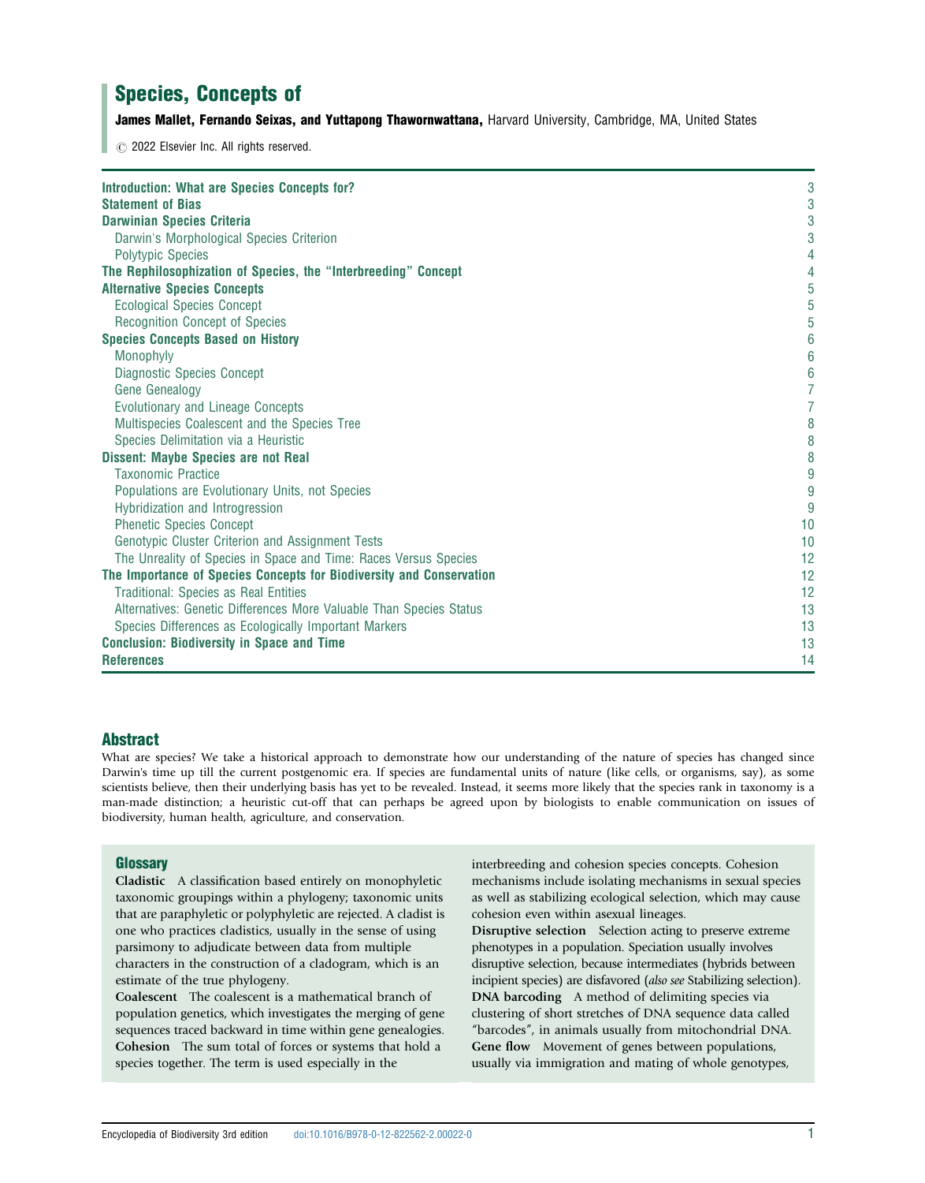# Species, Concepts of

**James Mallet, Fernando Seixas, and Yuttapong Thawornwattana,** Harvard University, Cambridge, MA, United States

© 2022 Elsevier Inc. All rights reserved.

| | |
|---|---|
| **Introduction: What are Species Concepts for?** | 3 |
| **Statement of Bias** | 3 |
| **Darwinian Species Criteria** | 3 |
| Darwin's Morphological Species Criterion | 3 |
| Polytypic Species | 4 |
| **The Rephilosophization of Species, the "Interbreeding" Concept** | 4 |
| **Alternative Species Concepts** | 5 |
| Ecological Species Concept | 5 |
| Recognition Concept of Species | 5 |
| **Species Concepts Based on History** | 6 |
| Monophyly | 6 |
| Diagnostic Species Concept | 6 |
| Gene Genealogy | 7 |
| Evolutionary and Lineage Concepts | 7 |
| Multispecies Coalescent and the Species Tree | 8 |
| Species Delimitation via a Heuristic | 8 |
| **Dissent: Maybe Species are not Real** | 8 |
| Taxonomic Practice | 9 |
| Populations are Evolutionary Units, not Species | 9 |
| Hybridization and Introgression | 9 |
| Phenetic Species Concept | 10 |
| Genotypic Cluster Criterion and Assignment Tests | 10 |
| The Unreality of Species in Space and Time: Races Versus Species | 12 |
| **The Importance of Species Concepts for Biodiversity and Conservation** | 12 |
| Traditional: Species as Real Entities | 12 |
| Alternatives: Genetic Differences More Valuable Than Species Status | 13 |
| Species Differences as Ecologically Important Markers | 13 |
| **Conclusion: Biodiversity in Space and Time** | 13 |
| **References** | 14 |

## Abstract

What are species? We take a historical approach to demonstrate how our understanding of the nature of species has changed since Darwin's time up till the current postgenomic era. If species are fundamental units of nature (like cells, or organisms, say), as some scientists believe, then their underlying basis has yet to be revealed. Instead, it seems more likely that the species rank in taxonomy is a man-made distinction; a heuristic cut-off that can perhaps be agreed upon by biologists to enable communication on issues of biodiversity, human health, agriculture, and conservation.

## Glossary

**Cladistic** A classification based entirely on monophyletic taxonomic groupings within a phylogeny; taxonomic units that are paraphyletic or polyphyletic are rejected. A cladist is one who practices cladistics, usually in the sense of using parsimony to adjudicate between data from multiple characters in the construction of a cladogram, which is an estimate of the true phylogeny.

**Coalescent** The coalescent is a mathematical branch of population genetics, which investigates the merging of gene sequences traced backward in time within gene genealogies.

**Cohesion** The sum total of forces or systems that hold a species together. The term is used especially in the interbreeding and cohesion species concepts. Cohesion mechanisms include isolating mechanisms in sexual species as well as stabilizing ecological selection, which may cause cohesion even within asexual lineages.

**Disruptive selection** Selection acting to preserve extreme phenotypes in a population. Speciation usually involves disruptive selection, because intermediates (hybrids between incipient species) are disfavored (*also see* Stabilizing selection).

**DNA barcoding** A method of delimiting species via clustering of short stretches of DNA sequence data called "barcodes", in animals usually from mitochondrial DNA.

**Gene flow** Movement of genes between populations, usually via immigration and mating of whole genotypes,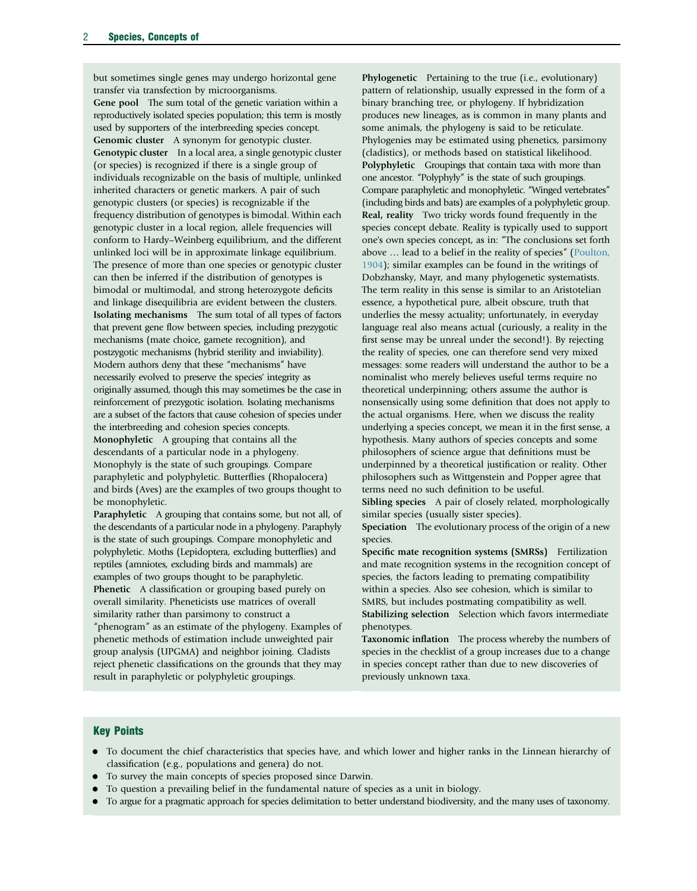but sometimes single genes may undergo horizontal gene transfer via transfection by microorganisms.

**Gene pool** The sum total of the genetic variation within a reproductively isolated species population; this term is mostly used by supporters of the interbreeding species concept.

**Genomic cluster** A synonym for genotypic cluster.

**Genotypic cluster** In a local area, a single genotypic cluster (or species) is recognized if there is a single group of individuals recognizable on the basis of multiple, unlinked inherited characters or genetic markers. A pair of such genotypic clusters (or species) is recognizable if the frequency distribution of genotypes is bimodal. Within each genotypic cluster in a local region, allele frequencies will conform to Hardy–Weinberg equilibrium, and the different unlinked loci will be in approximate linkage equilibrium. The presence of more than one species or genotypic cluster can then be inferred if the distribution of genotypes is bimodal or multimodal, and strong heterozygote deficits and linkage disequilibria are evident between the clusters.

**Isolating mechanisms** The sum total of all types of factors that prevent gene flow between species, including prezygotic mechanisms (mate choice, gamete recognition), and postzygotic mechanisms (hybrid sterility and inviability). Modern authors deny that these "mechanisms" have necessarily evolved to preserve the species' integrity as originally assumed, though this may sometimes be the case in reinforcement of prezygotic isolation. Isolating mechanisms are a subset of the factors that cause cohesion of species under the interbreeding and cohesion species concepts.

**Monophyletic** A grouping that contains all the descendants of a particular node in a phylogeny. Monophyly is the state of such groupings. Compare paraphyletic and polyphyletic. Butterflies (Rhopalocera) and birds (Aves) are the examples of two groups thought to be monophyletic.

**Paraphyletic** A grouping that contains some, but not all, of the descendants of a particular node in a phylogeny. Paraphyly is the state of such groupings. Compare monophyletic and polyphyletic. Moths (Lepidoptera, excluding butterflies) and reptiles (amniotes, excluding birds and mammals) are examples of two groups thought to be paraphyletic.

**Phenetic** A classification or grouping based purely on overall similarity. Pheneticists use matrices of overall similarity rather than parsimony to construct a "phenogram" as an estimate of the phylogeny. Examples of phenetic methods of estimation include unweighted pair group analysis (UPGMA) and neighbor joining. Cladists reject phenetic classifications on the grounds that they may result in paraphyletic or polyphyletic groupings.

**Phylogenetic** Pertaining to the true (i.e., evolutionary) pattern of relationship, usually expressed in the form of a binary branching tree, or phylogeny. If hybridization produces new lineages, as is common in many plants and some animals, the phylogeny is said to be reticulate. Phylogenies may be estimated using phenetics, parsimony (cladistics), or methods based on statistical likelihood.

**Polyphyletic** Groupings that contain taxa with more than one ancestor. "Polyphyly" is the state of such groupings. Compare paraphyletic and monophyletic. "Winged vertebrates" (including birds and bats) are examples of a polyphyletic group.

**Real, reality** Two tricky words found frequently in the species concept debate. Reality is typically used to support one's own species concept, as in: "The conclusions set forth above … lead to a belief in the reality of species" (Poulton, 1904); similar examples can be found in the writings of Dobzhansky, Mayr, and many phylogenetic systematists. The term reality in this sense is similar to an Aristotelian essence, a hypothetical pure, albeit obscure, truth that underlies the messy actuality; unfortunately, in everyday language real also means actual (curiously, a reality in the first sense may be unreal under the second!). By rejecting the reality of species, one can therefore send very mixed messages: some readers will understand the author to be a nominalist who merely believes useful terms require no theoretical underpinning; others assume the author is nonsensically using some definition that does not apply to the actual organisms. Here, when we discuss the reality underlying a species concept, we mean it in the first sense, a hypothesis. Many authors of species concepts and some philosophers of science argue that definitions must be underpinned by a theoretical justification or reality. Other philosophers such as Wittgenstein and Popper agree that terms need no such definition to be useful.

**Sibling species** A pair of closely related, morphologically similar species (usually sister species).

**Speciation** The evolutionary process of the origin of a new species.

**Specific mate recognition systems (SMRSs)** Fertilization and mate recognition systems in the recognition concept of species, the factors leading to premating compatibility within a species. Also see cohesion, which is similar to SMRS, but includes postmating compatibility as well.

**Stabilizing selection** Selection which favors intermediate phenotypes.

**Taxonomic inflation** The process whereby the numbers of species in the checklist of a group increases due to a change in species concept rather than due to new discoveries of previously unknown taxa.

## Key Points

- To document the chief characteristics that species have, and which lower and higher ranks in the Linnean hierarchy of classification (e.g., populations and genera) do not.
- To survey the main concepts of species proposed since Darwin.
- To question a prevailing belief in the fundamental nature of species as a unit in biology.
- To argue for a pragmatic approach for species delimitation to better understand biodiversity, and the many uses of taxonomy.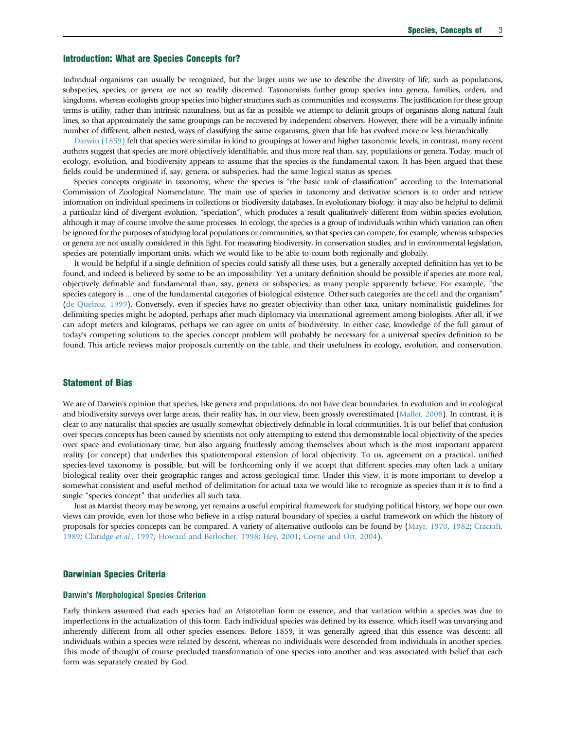## Introduction: What are Species Concepts for?

Individual organisms can usually be recognized, but the larger units we use to describe the diversity of life, such as populations, subspecies, species, or genera are not so readily discerned. Taxonomists further group species into genera, families, orders, and kingdoms, whereas ecologists group species into higher structures such as communities and ecosystems. The justification for these group terms is utility, rather than intrinsic naturalness, but as far as possible we attempt to delimit groups of organisms along natural fault lines, so that approximately the same groupings can be recovered by independent observers. However, there will be a virtually infinite number of different, albeit nested, ways of classifying the same organisms, given that life has evolved more or less hierarchically.

Darwin (1859) felt that species were similar in kind to groupings at lower and higher taxonomic levels; in contrast, many recent authors suggest that species are more objectively identifiable, and thus more real than, say, populations or genera. Today, much of ecology, evolution, and biodiversity appears to assume that the species is the fundamental taxon. It has been argued that these fields could be undermined if, say, genera, or subspecies, had the same logical status as species.

Species concepts originate in taxonomy, where the species is "the basic rank of classification" according to the International Commission of Zoological Nomenclature. The main use of species in taxonomy and derivative sciences is to order and retrieve information on individual specimens in collections or biodiversity databases. In evolutionary biology, it may also be helpful to delimit a particular kind of divergent evolution, "speciation", which produces a result qualitatively different from within-species evolution, although it may of course involve the same processes. In ecology, the species is a group of individuals within which variation can often be ignored for the purposes of studying local populations or communities, so that species can compete, for example, whereas subspecies or genera are not usually considered in this light. For measuring biodiversity, in conservation studies, and in environmental legislation, species are potentially important units, which we would like to be able to count both regionally and globally.

It would be helpful if a single definition of species could satisfy all these uses, but a generally accepted definition has yet to be found, and indeed is believed by some to be an impossibility. Yet a unitary definition should be possible if species are more real, objectively definable and fundamental than, say, genera or subspecies, as many people apparently believe. For example, "the species category is ... one of the fundamental categories of biological existence. Other such categories are the cell and the organism" (de Queiroz, 1999). Conversely, even if species have no greater objectivity than other taxa, unitary nominalistic guidelines for delimiting species might be adopted, perhaps after much diplomacy via international agreement among biologists. After all, if we can adopt meters and kilograms, perhaps we can agree on units of biodiversity. In either case, knowledge of the full gamut of today's competing solutions to the species concept problem will probably be necessary for a universal species definition to be found. This article reviews major proposals currently on the table, and their usefulness in ecology, evolution, and conservation.

## Statement of Bias

We are of Darwin's opinion that species, like genera and populations, do not have clear boundaries. In evolution and in ecological and biodiversity surveys over large areas, their reality has, in our view, been grossly overestimated (Mallet, 2008). In contrast, it is clear to any naturalist that species are usually somewhat objectively definable in local communities. It is our belief that confusion over species concepts has been caused by scientists not only attempting to extend this demonstrable local objectivity of the species over space and evolutionary time, but also arguing fruitlessly among themselves about which is the most important apparent reality (or concept) that underlies this spatiotemporal extension of local objectivity. To us, agreement on a practical, unified species-level taxonomy is possible, but will be forthcoming only if we accept that different species may often lack a unitary biological reality over their geographic ranges and across geological time. Under this view, it is more important to develop a somewhat consistent and useful method of delimitation for actual taxa we would like to recognize as species than it is to find a single "species concept" that underlies all such taxa.

Just as Marxist theory may be wrong, yet remains a useful empirical framework for studying political history, we hope our own views can provide, even for those who believe in a crisp natural boundary of species, a useful framework on which the history of proposals for species concepts can be compared. A variety of alternative outlooks can be found by (Mayr, 1970, 1982; Cracraft, 1989; Claridge *et al*., 1997; Howard and Berlocher, 1998; Hey, 2001; Coyne and Orr, 2004).

## Darwinian Species Criteria

### Darwin's Morphological Species Criterion

Early thinkers assumed that each species had an Aristotelian form or essence, and that variation within a species was due to imperfections in the actualization of this form. Each individual species was defined by its essence, which itself was unvarying and inherently different from all other species essences. Before 1859, it was generally agreed that this essence was descent: all individuals within a species were related by descent, whereas no individuals were descended from individuals in another species. This mode of thought of course precluded transformation of one species into another and was associated with belief that each form was separately created by God.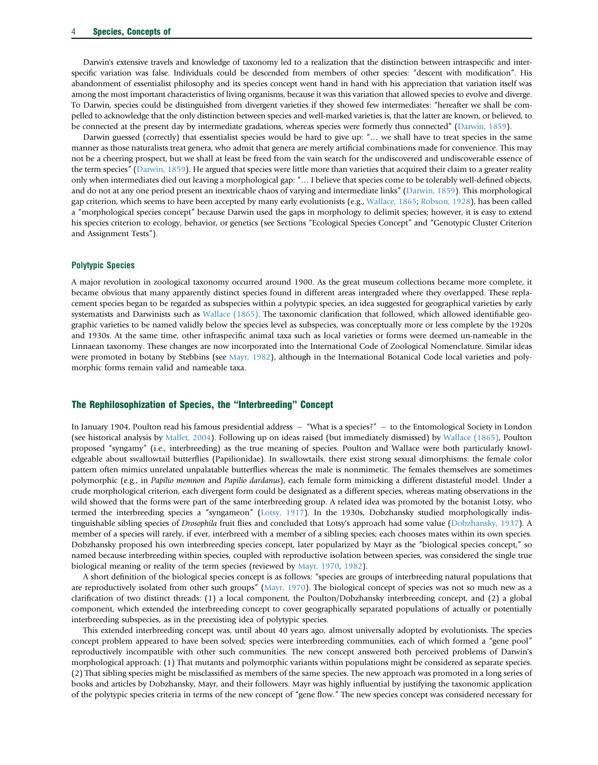Darwin's extensive travels and knowledge of taxonomy led to a realization that the distinction between intraspecific and interspecific variation was false. Individuals could be descended from members of other species: "descent with modification". His abandonment of essentialist philosophy and its species concept went hand in hand with his appreciation that variation itself was among the most important characteristics of living organisms, because it was this variation that allowed species to evolve and diverge. To Darwin, species could be distinguished from divergent varieties if they showed few intermediates: "hereafter we shall be compelled to acknowledge that the only distinction between species and well-marked varieties is, that the latter are known, or believed, to be connected at the present day by intermediate gradations, whereas species were formerly thus connected" (Darwin, 1859).

Darwin guessed (correctly) that essentialist species would be hard to give up: "… we shall have to treat species in the same manner as those naturalists treat genera, who admit that genera are merely artificial combinations made for convenience. This may not be a cheering prospect, but we shall at least be freed from the vain search for the undiscovered and undiscoverable essence of the term species" (Darwin, 1859). He argued that species were little more than varieties that acquired their claim to a greater reality only when intermediates died out leaving a morphological gap: "… I believe that species come to be tolerably well-defined objects, and do not at any one period present an inextricable chaos of varying and intermediate links" (Darwin, 1859). This morphological gap criterion, which seems to have been accepted by many early evolutionists (e.g., Wallace, 1865; Robson, 1928), has been called a "morphological species concept" because Darwin used the gaps in morphology to delimit species; however, it is easy to extend his species criterion to ecology, behavior, or genetics (see Sections "Ecological Species Concept" and "Genotypic Cluster Criterion and Assignment Tests").

### Polytypic Species

A major revolution in zoological taxonomy occurred around 1900. As the great museum collections became more complete, it became obvious that many apparently distinct species found in different areas intergraded where they overlapped. These replacement species began to be regarded as subspecies within a polytypic species, an idea suggested for geographical varieties by early systematists and Darwinists such as Wallace (1865). The taxonomic clarification that followed, which allowed identifiable geographic varieties to be named validly below the species level as subspecies, was conceptually more or less complete by the 1920s and 1930s. At the same time, other infraspecific animal taxa such as local varieties or forms were deemed un-nameable in the Linnaean taxonomy. These changes are now incorporated into the International Code of Zoological Nomenclature. Similar ideas were promoted in botany by Stebbins (see Mayr, 1982), although in the International Botanical Code local varieties and polymorphic forms remain valid and nameable taxa.

## The Rephilosophization of Species, the "Interbreeding" Concept

In January 1904, Poulton read his famous presidential address – "What is a species?" – to the Entomological Society in London (see historical analysis by Mallet, 2004). Following up on ideas raised (but immediately dismissed) by Wallace (1865), Poulton proposed "syngamy" (i.e., interbreeding) as the true meaning of species. Poulton and Wallace were both particularly knowledgeable about swallowtail butterflies (Papilionidae). In swallowtails, there exist strong sexual dimorphisms: the female color pattern often mimics unrelated unpalatable butterflies whereas the male is nonmimetic. The females themselves are sometimes polymorphic (e.g., in *Papilio memnon* and *Papilio dardanus*), each female form mimicking a different distasteful model. Under a crude morphological criterion, each divergent form could be designated as a different species, whereas mating observations in the wild showed that the forms were part of the same interbreeding group. A related idea was promoted by the botanist Lotsy, who termed the interbreeding species a "syngameon" (Lotsy, 1917). In the 1930s, Dobzhansky studied morphologically indistinguishable sibling species of *Drosophila* fruit flies and concluded that Lotsy's approach had some value (Dobzhansky, 1937). A member of a species will rarely, if ever, interbreed with a member of a sibling species; each chooses mates within its own species. Dobzhansky proposed his own interbreeding species concept, later popularized by Mayr as the "biological species concept," so named because interbreeding within species, coupled with reproductive isolation between species, was considered the single true biological meaning or reality of the term species (reviewed by Mayr, 1970, 1982).

A short definition of the biological species concept is as follows: "species are groups of interbreeding natural populations that are reproductively isolated from other such groups" (Mayr, 1970). The biological concept of species was not so much new as a clarification of two distinct threads: (1) a local component, the Poulton/Dobzhansky interbreeding concept, and (2) a global component, which extended the interbreeding concept to cover geographically separated populations of actually or potentially interbreeding subspecies, as in the preexisting idea of polytypic species.

This extended interbreeding concept was, until about 40 years ago, almost universally adopted by evolutionists. The species concept problem appeared to have been solved; species were interbreeding communities, each of which formed a "gene pool" reproductively incompatible with other such communities. The new concept answered both perceived problems of Darwin's morphological approach: (1) That mutants and polymorphic variants within populations might be considered as separate species. (2) That sibling species might be misclassified as members of the same species. The new approach was promoted in a long series of books and articles by Dobzhansky, Mayr, and their followers. Mayr was highly influential by justifying the taxonomic application of the polytypic species criteria in terms of the new concept of "gene flow." The new species concept was considered necessary for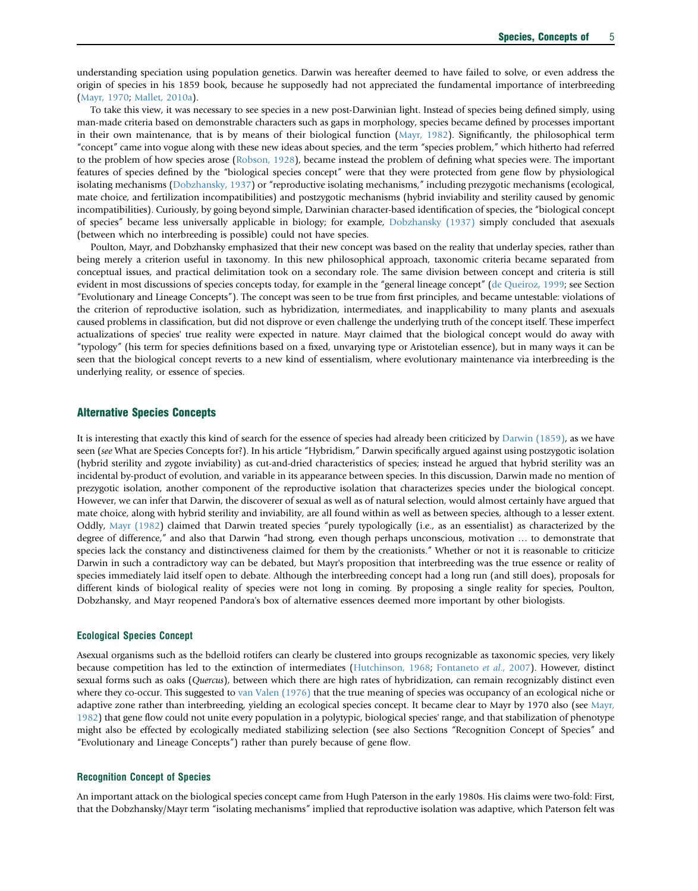understanding speciation using population genetics. Darwin was hereafter deemed to have failed to solve, or even address the origin of species in his 1859 book, because he supposedly had not appreciated the fundamental importance of interbreeding (Mayr, 1970; Mallet, 2010a).

To take this view, it was necessary to see species in a new post-Darwinian light. Instead of species being defined simply, using man-made criteria based on demonstrable characters such as gaps in morphology, species became defined by processes important in their own maintenance, that is by means of their biological function (Mayr, 1982). Significantly, the philosophical term "concept" came into vogue along with these new ideas about species, and the term "species problem," which hitherto had referred to the problem of how species arose (Robson, 1928), became instead the problem of defining what species were. The important features of species defined by the "biological species concept" were that they were protected from gene flow by physiological isolating mechanisms (Dobzhansky, 1937) or "reproductive isolating mechanisms," including prezygotic mechanisms (ecological, mate choice, and fertilization incompatibilities) and postzygotic mechanisms (hybrid inviability and sterility caused by genomic incompatibilities). Curiously, by going beyond simple, Darwinian character-based identification of species, the "biological concept of species" became less universally applicable in biology; for example, Dobzhansky (1937) simply concluded that asexuals (between which no interbreeding is possible) could not have species.

Poulton, Mayr, and Dobzhansky emphasized that their new concept was based on the reality that underlay species, rather than being merely a criterion useful in taxonomy. In this new philosophical approach, taxonomic criteria became separated from conceptual issues, and practical delimitation took on a secondary role. The same division between concept and criteria is still evident in most discussions of species concepts today, for example in the "general lineage concept" (de Queiroz, 1999; see Section "Evolutionary and Lineage Concepts"). The concept was seen to be true from first principles, and became untestable: violations of the criterion of reproductive isolation, such as hybridization, intermediates, and inapplicability to many plants and asexuals caused problems in classification, but did not disprove or even challenge the underlying truth of the concept itself. These imperfect actualizations of species' true reality were expected in nature. Mayr claimed that the biological concept would do away with "typology" (his term for species definitions based on a fixed, unvarying type or Aristotelian essence), but in many ways it can be seen that the biological concept reverts to a new kind of essentialism, where evolutionary maintenance via interbreeding is the underlying reality, or essence of species.

## Alternative Species Concepts

It is interesting that exactly this kind of search for the essence of species had already been criticized by Darwin (1859), as we have seen (*see* What are Species Concepts for?). In his article "Hybridism," Darwin specifically argued against using postzygotic isolation (hybrid sterility and zygote inviability) as cut-and-dried characteristics of species; instead he argued that hybrid sterility was an incidental by-product of evolution, and variable in its appearance between species. In this discussion, Darwin made no mention of prezygotic isolation, another component of the reproductive isolation that characterizes species under the biological concept. However, we can infer that Darwin, the discoverer of sexual as well as of natural selection, would almost certainly have argued that mate choice, along with hybrid sterility and inviability, are all found within as well as between species, although to a lesser extent. Oddly, Mayr (1982) claimed that Darwin treated species "purely typologically (i.e., as an essentialist) as characterized by the degree of difference," and also that Darwin "had strong, even though perhaps unconscious, motivation … to demonstrate that species lack the constancy and distinctiveness claimed for them by the creationists." Whether or not it is reasonable to criticize Darwin in such a contradictory way can be debated, but Mayr's proposition that interbreeding was the true essence or reality of species immediately laid itself open to debate. Although the interbreeding concept had a long run (and still does), proposals for different kinds of biological reality of species were not long in coming. By proposing a single reality for species, Poulton, Dobzhansky, and Mayr reopened Pandora's box of alternative essences deemed more important by other biologists.

### Ecological Species Concept

Asexual organisms such as the bdelloid rotifers can clearly be clustered into groups recognizable as taxonomic species, very likely because competition has led to the extinction of intermediates (Hutchinson, 1968; Fontaneto *et al.*, 2007). However, distinct sexual forms such as oaks (*Quercus*), between which there are high rates of hybridization, can remain recognizably distinct even where they co-occur. This suggested to van Valen (1976) that the true meaning of species was occupancy of an ecological niche or adaptive zone rather than interbreeding, yielding an ecological species concept. It became clear to Mayr by 1970 also (see Mayr, 1982) that gene flow could not unite every population in a polytypic, biological species' range, and that stabilization of phenotype might also be effected by ecologically mediated stabilizing selection (see also Sections "Recognition Concept of Species" and "Evolutionary and Lineage Concepts") rather than purely because of gene flow.

### Recognition Concept of Species

An important attack on the biological species concept came from Hugh Paterson in the early 1980s. His claims were two-fold: First, that the Dobzhansky/Mayr term "isolating mechanisms" implied that reproductive isolation was adaptive, which Paterson felt was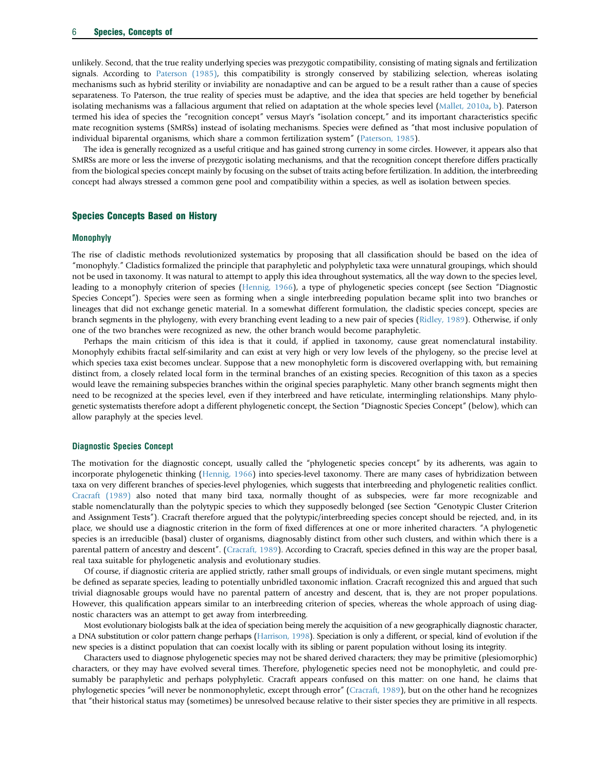unlikely. Second, that the true reality underlying species was prezygotic compatibility, consisting of mating signals and fertilization signals. According to Paterson (1985), this compatibility is strongly conserved by stabilizing selection, whereas isolating mechanisms such as hybrid sterility or inviability are nonadaptive and can be argued to be a result rather than a cause of species separateness. To Paterson, the true reality of species must be adaptive, and the idea that species are held together by beneficial isolating mechanisms was a fallacious argument that relied on adaptation at the whole species level (Mallet, 2010a, b). Paterson termed his idea of species the "recognition concept" versus Mayr's "isolation concept," and its important characteristics specific mate recognition systems (SMRSs) instead of isolating mechanisms. Species were defined as "that most inclusive population of individual biparental organisms, which share a common fertilization system" (Paterson, 1985).

The idea is generally recognized as a useful critique and has gained strong currency in some circles. However, it appears also that SMRSs are more or less the inverse of prezygotic isolating mechanisms, and that the recognition concept therefore differs practically from the biological species concept mainly by focusing on the subset of traits acting before fertilization. In addition, the interbreeding concept had always stressed a common gene pool and compatibility within a species, as well as isolation between species.

## Species Concepts Based on History

### Monophyly

The rise of cladistic methods revolutionized systematics by proposing that all classification should be based on the idea of "monophyly." Cladistics formalized the principle that paraphyletic and polyphyletic taxa were unnatural groupings, which should not be used in taxonomy. It was natural to attempt to apply this idea throughout systematics, all the way down to the species level, leading to a monophyly criterion of species (Hennig, 1966), a type of phylogenetic species concept (see Section "Diagnostic Species Concept"). Species were seen as forming when a single interbreeding population became split into two branches or lineages that did not exchange genetic material. In a somewhat different formulation, the cladistic species concept, species are branch segments in the phylogeny, with every branching event leading to a new pair of species (Ridley, 1989). Otherwise, if only one of the two branches were recognized as new, the other branch would become paraphyletic.

Perhaps the main criticism of this idea is that it could, if applied in taxonomy, cause great nomenclatural instability. Monophyly exhibits fractal self-similarity and can exist at very high or very low levels of the phylogeny, so the precise level at which species taxa exist becomes unclear. Suppose that a new monophyletic form is discovered overlapping with, but remaining distinct from, a closely related local form in the terminal branches of an existing species. Recognition of this taxon as a species would leave the remaining subspecies branches within the original species paraphyletic. Many other branch segments might then need to be recognized at the species level, even if they interbreed and have reticulate, intermingling relationships. Many phylogenetic systematists therefore adopt a different phylogenetic concept, the Section "Diagnostic Species Concept" (below), which can allow paraphyly at the species level.

### Diagnostic Species Concept

The motivation for the diagnostic concept, usually called the "phylogenetic species concept" by its adherents, was again to incorporate phylogenetic thinking (Hennig, 1966) into species-level taxonomy. There are many cases of hybridization between taxa on very different branches of species-level phylogenies, which suggests that interbreeding and phylogenetic realities conflict. Cracraft (1989) also noted that many bird taxa, normally thought of as subspecies, were far more recognizable and stable nomenclaturally than the polytypic species to which they supposedly belonged (see Section "Genotypic Cluster Criterion and Assignment Tests"). Cracraft therefore argued that the polytypic/interbreeding species concept should be rejected, and, in its place, we should use a diagnostic criterion in the form of fixed differences at one or more inherited characters. "A phylogenetic species is an irreducible (basal) cluster of organisms, diagnosably distinct from other such clusters, and within which there is a parental pattern of ancestry and descent". (Cracraft, 1989). According to Cracraft, species defined in this way are the proper basal, real taxa suitable for phylogenetic analysis and evolutionary studies.

Of course, if diagnostic criteria are applied strictly, rather small groups of individuals, or even single mutant specimens, might be defined as separate species, leading to potentially unbridled taxonomic inflation. Cracraft recognized this and argued that such trivial diagnosable groups would have no parental pattern of ancestry and descent, that is, they are not proper populations. However, this qualification appears similar to an interbreeding criterion of species, whereas the whole approach of using diagnostic characters was an attempt to get away from interbreeding.

Most evolutionary biologists balk at the idea of speciation being merely the acquisition of a new geographically diagnostic character, a DNA substitution or color pattern change perhaps (Harrison, 1998). Speciation is only a different, or special, kind of evolution if the new species is a distinct population that can coexist locally with its sibling or parent population without losing its integrity.

Characters used to diagnose phylogenetic species may not be shared derived characters; they may be primitive (plesiomorphic) characters, or they may have evolved several times. Therefore, phylogenetic species need not be monophyletic, and could presumably be paraphyletic and perhaps polyphyletic. Cracraft appears confused on this matter: on one hand, he claims that phylogenetic species "will never be nonmonophyletic, except through error" (Cracraft, 1989), but on the other hand he recognizes that "their historical status may (sometimes) be unresolved because relative to their sister species they are primitive in all respects.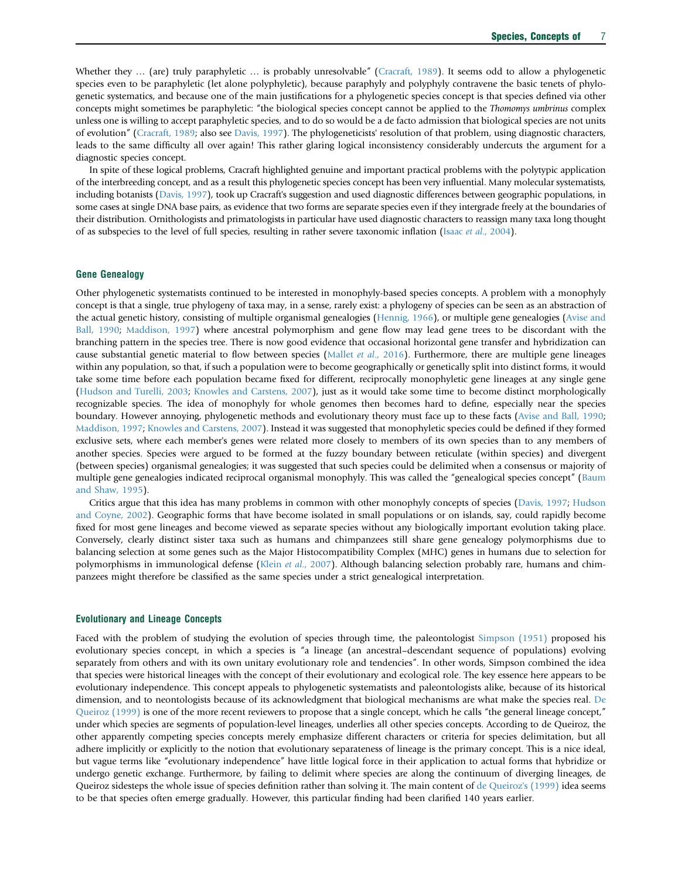Whether they … (are) truly paraphyletic … is probably unresolvable" (Cracraft, 1989). It seems odd to allow a phylogenetic species even to be paraphyletic (let alone polyphyletic), because paraphyly and polyphyly contravene the basic tenets of phylogenetic systematics, and because one of the main justifications for a phylogenetic species concept is that species defined via other concepts might sometimes be paraphyletic: "the biological species concept cannot be applied to the *Thomomys umbrinus* complex unless one is willing to accept paraphyletic species, and to do so would be a de facto admission that biological species are not units of evolution" (Cracraft, 1989; also see Davis, 1997). The phylogeneticists' resolution of that problem, using diagnostic characters, leads to the same difficulty all over again! This rather glaring logical inconsistency considerably undercuts the argument for a diagnostic species concept.

In spite of these logical problems, Cracraft highlighted genuine and important practical problems with the polytypic application of the interbreeding concept, and as a result this phylogenetic species concept has been very influential. Many molecular systematists, including botanists (Davis, 1997), took up Cracraft's suggestion and used diagnostic differences between geographic populations, in some cases at single DNA base pairs, as evidence that two forms are separate species even if they intergrade freely at the boundaries of their distribution. Ornithologists and primatologists in particular have used diagnostic characters to reassign many taxa long thought of as subspecies to the level of full species, resulting in rather severe taxonomic inflation (Isaac *et al.*, 2004).

## Gene Genealogy

Other phylogenetic systematists continued to be interested in monophyly-based species concepts. A problem with a monophyly concept is that a single, true phylogeny of taxa may, in a sense, rarely exist: a phylogeny of species can be seen as an abstraction of the actual genetic history, consisting of multiple organismal genealogies (Hennig, 1966), or multiple gene genealogies (Avise and Ball, 1990; Maddison, 1997) where ancestral polymorphism and gene flow may lead gene trees to be discordant with the branching pattern in the species tree. There is now good evidence that occasional horizontal gene transfer and hybridization can cause substantial genetic material to flow between species (Mallet *et al.*, 2016). Furthermore, there are multiple gene lineages within any population, so that, if such a population were to become geographically or genetically split into distinct forms, it would take some time before each population became fixed for different, reciprocally monophyletic gene lineages at any single gene (Hudson and Turelli, 2003; Knowles and Carstens, 2007), just as it would take some time to become distinct morphologically recognizable species. The idea of monophyly for whole genomes then becomes hard to define, especially near the species boundary. However annoying, phylogenetic methods and evolutionary theory must face up to these facts (Avise and Ball, 1990; Maddison, 1997; Knowles and Carstens, 2007). Instead it was suggested that monophyletic species could be defined if they formed exclusive sets, where each member's genes were related more closely to members of its own species than to any members of another species. Species were argued to be formed at the fuzzy boundary between reticulate (within species) and divergent (between species) organismal genealogies; it was suggested that such species could be delimited when a consensus or majority of multiple gene genealogies indicated reciprocal organismal monophyly. This was called the "genealogical species concept" (Baum and Shaw, 1995).

Critics argue that this idea has many problems in common with other monophyly concepts of species (Davis, 1997; Hudson and Coyne, 2002). Geographic forms that have become isolated in small populations or on islands, say, could rapidly become fixed for most gene lineages and become viewed as separate species without any biologically important evolution taking place. Conversely, clearly distinct sister taxa such as humans and chimpanzees still share gene genealogy polymorphisms due to balancing selection at some genes such as the Major Histocompatibility Complex (MHC) genes in humans due to selection for polymorphisms in immunological defense (Klein *et al.*, 2007). Although balancing selection probably rare, humans and chimpanzees might therefore be classified as the same species under a strict genealogical interpretation.

## Evolutionary and Lineage Concepts

Faced with the problem of studying the evolution of species through time, the paleontologist Simpson (1951) proposed his evolutionary species concept, in which a species is "a lineage (an ancestral–descendant sequence of populations) evolving separately from others and with its own unitary evolutionary role and tendencies". In other words, Simpson combined the idea that species were historical lineages with the concept of their evolutionary and ecological role. The key essence here appears to be evolutionary independence. This concept appeals to phylogenetic systematists and paleontologists alike, because of its historical dimension, and to neontologists because of its acknowledgment that biological mechanisms are what make the species real. De Queiroz (1999) is one of the more recent reviewers to propose that a single concept, which he calls "the general lineage concept," under which species are segments of population-level lineages, underlies all other species concepts. According to de Queiroz, the other apparently competing species concepts merely emphasize different characters or criteria for species delimitation, but all adhere implicitly or explicitly to the notion that evolutionary separateness of lineage is the primary concept. This is a nice ideal, but vague terms like "evolutionary independence" have little logical force in their application to actual forms that hybridize or undergo genetic exchange. Furthermore, by failing to delimit where species are along the continuum of diverging lineages, de Queiroz sidesteps the whole issue of species definition rather than solving it. The main content of de Queiroz's (1999) idea seems to be that species often emerge gradually. However, this particular finding had been clarified 140 years earlier.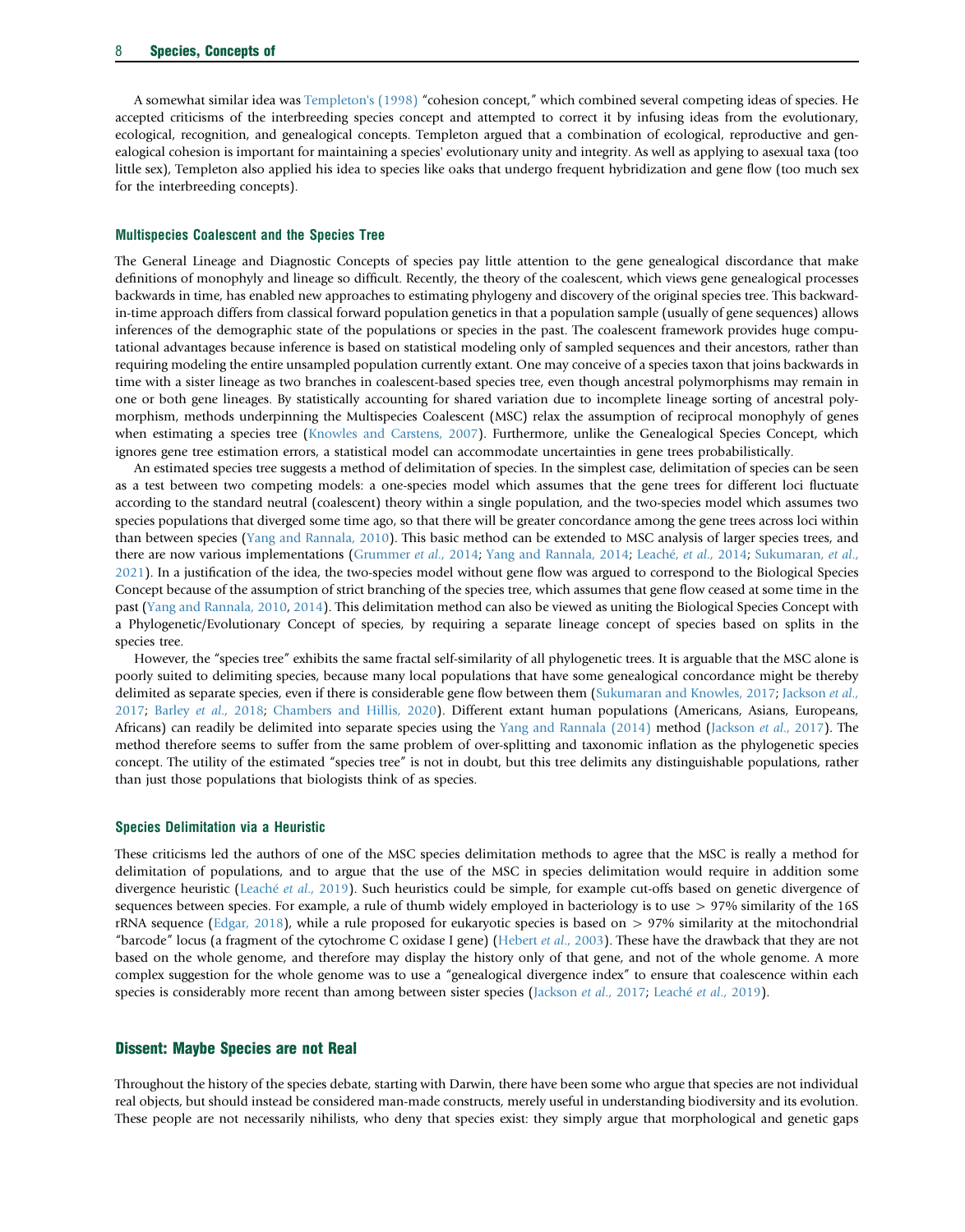A somewhat similar idea was Templeton's (1998) "cohesion concept," which combined several competing ideas of species. He accepted criticisms of the interbreeding species concept and attempted to correct it by infusing ideas from the evolutionary, ecological, recognition, and genealogical concepts. Templeton argued that a combination of ecological, reproductive and genealogical cohesion is important for maintaining a species' evolutionary unity and integrity. As well as applying to asexual taxa (too little sex), Templeton also applied his idea to species like oaks that undergo frequent hybridization and gene flow (too much sex for the interbreeding concepts).

### Multispecies Coalescent and the Species Tree

The General Lineage and Diagnostic Concepts of species pay little attention to the gene genealogical discordance that make definitions of monophyly and lineage so difficult. Recently, the theory of the coalescent, which views gene genealogical processes backwards in time, has enabled new approaches to estimating phylogeny and discovery of the original species tree. This backward-in-time approach differs from classical forward population genetics in that a population sample (usually of gene sequences) allows inferences of the demographic state of the populations or species in the past. The coalescent framework provides huge computational advantages because inference is based on statistical modeling only of sampled sequences and their ancestors, rather than requiring modeling the entire unsampled population currently extant. One may conceive of a species taxon that joins backwards in time with a sister lineage as two branches in coalescent-based species tree, even though ancestral polymorphisms may remain in one or both gene lineages. By statistically accounting for shared variation due to incomplete lineage sorting of ancestral polymorphism, methods underpinning the Multispecies Coalescent (MSC) relax the assumption of reciprocal monophyly of genes when estimating a species tree (Knowles and Carstens, 2007). Furthermore, unlike the Genealogical Species Concept, which ignores gene tree estimation errors, a statistical model can accommodate uncertainties in gene trees probabilistically.

An estimated species tree suggests a method of delimitation of species. In the simplest case, delimitation of species can be seen as a test between two competing models: a one-species model which assumes that the gene trees for different loci fluctuate according to the standard neutral (coalescent) theory within a single population, and the two-species model which assumes two species populations that diverged some time ago, so that there will be greater concordance among the gene trees across loci within than between species (Yang and Rannala, 2010). This basic method can be extended to MSC analysis of larger species trees, and there are now various implementations (Grummer *et al.*, 2014; Yang and Rannala, 2014; Leaché, *et al.*, 2014; Sukumaran, *et al.*, 2021). In a justification of the idea, the two-species model without gene flow was argued to correspond to the Biological Species Concept because of the assumption of strict branching of the species tree, which assumes that gene flow ceased at some time in the past (Yang and Rannala, 2010, 2014). This delimitation method can also be viewed as uniting the Biological Species Concept with a Phylogenetic/Evolutionary Concept of species, by requiring a separate lineage concept of species based on splits in the species tree.

However, the "species tree" exhibits the same fractal self-similarity of all phylogenetic trees. It is arguable that the MSC alone is poorly suited to delimiting species, because many local populations that have some genealogical concordance might be thereby delimited as separate species, even if there is considerable gene flow between them (Sukumaran and Knowles, 2017; Jackson *et al.*, 2017; Barley *et al.*, 2018; Chambers and Hillis, 2020). Different extant human populations (Americans, Asians, Europeans, Africans) can readily be delimited into separate species using the Yang and Rannala (2014) method (Jackson *et al.*, 2017). The method therefore seems to suffer from the same problem of over-splitting and taxonomic inflation as the phylogenetic species concept. The utility of the estimated "species tree" is not in doubt, but this tree delimits any distinguishable populations, rather than just those populations that biologists think of as species.

### Species Delimitation via a Heuristic

These criticisms led the authors of one of the MSC species delimitation methods to agree that the MSC is really a method for delimitation of populations, and to argue that the use of the MSC in species delimitation would require in addition some divergence heuristic (Leaché *et al.*, 2019). Such heuristics could be simple, for example cut-offs based on genetic divergence of sequences between species. For example, a rule of thumb widely employed in bacteriology is to use > 97% similarity of the 16S rRNA sequence (Edgar, 2018), while a rule proposed for eukaryotic species is based on > 97% similarity at the mitochondrial "barcode" locus (a fragment of the cytochrome C oxidase I gene) (Hebert *et al.*, 2003). These have the drawback that they are not based on the whole genome, and therefore may display the history only of that gene, and not of the whole genome. A more complex suggestion for the whole genome was to use a "genealogical divergence index" to ensure that coalescence within each species is considerably more recent than among between sister species (Jackson *et al.*, 2017; Leaché *et al.*, 2019).

## Dissent: Maybe Species are not Real

Throughout the history of the species debate, starting with Darwin, there have been some who argue that species are not individual real objects, but should instead be considered man-made constructs, merely useful in understanding biodiversity and its evolution. These people are not necessarily nihilists, who deny that species exist: they simply argue that morphological and genetic gaps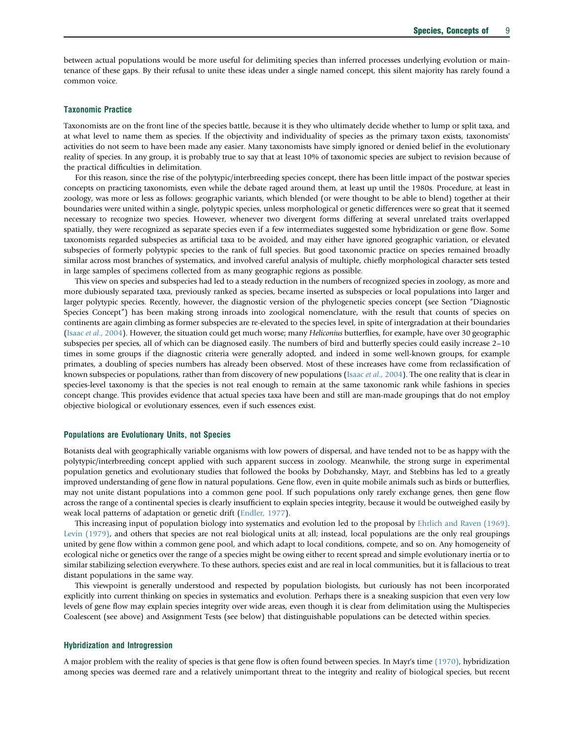between actual populations would be more useful for delimiting species than inferred processes underlying evolution or maintenance of these gaps. By their refusal to unite these ideas under a single named concept, this silent majority has rarely found a common voice.

### Taxonomic Practice

Taxonomists are on the front line of the species battle, because it is they who ultimately decide whether to lump or split taxa, and at what level to name them as species. If the objectivity and individuality of species as the primary taxon exists, taxonomists' activities do not seem to have been made any easier. Many taxonomists have simply ignored or denied belief in the evolutionary reality of species. In any group, it is probably true to say that at least 10% of taxonomic species are subject to revision because of the practical difficulties in delimitation.

For this reason, since the rise of the polytypic/interbreeding species concept, there has been little impact of the postwar species concepts on practicing taxonomists, even while the debate raged around them, at least up until the 1980s. Procedure, at least in zoology, was more or less as follows: geographic variants, which blended (or were thought to be able to blend) together at their boundaries were united within a single, polytypic species, unless morphological or genetic differences were so great that it seemed necessary to recognize two species. However, whenever two divergent forms differing at several unrelated traits overlapped spatially, they were recognized as separate species even if a few intermediates suggested some hybridization or gene flow. Some taxonomists regarded subspecies as artificial taxa to be avoided, and may either have ignored geographic variation, or elevated subspecies of formerly polytypic species to the rank of full species. But good taxonomic practice on species remained broadly similar across most branches of systematics, and involved careful analysis of multiple, chiefly morphological character sets tested in large samples of specimens collected from as many geographic regions as possible.

This view on species and subspecies had led to a steady reduction in the numbers of recognized species in zoology, as more and more dubiously separated taxa, previously ranked as species, became inserted as subspecies or local populations into larger and larger polytypic species. Recently, however, the diagnostic version of the phylogenetic species concept (see Section "Diagnostic Species Concept") has been making strong inroads into zoological nomenclature, with the result that counts of species on continents are again climbing as former subspecies are re-elevated to the species level, in spite of intergradation at their boundaries (Isaac *et al.*, 2004). However, the situation could get much worse; many *Heliconius* butterflies, for example, have over 30 geographic subspecies per species, all of which can be diagnosed easily. The numbers of bird and butterfly species could easily increase 2–10 times in some groups if the diagnostic criteria were generally adopted, and indeed in some well-known groups, for example primates, a doubling of species numbers has already been observed. Most of these increases have come from reclassification of known subspecies or populations, rather than from discovery of new populations (Isaac *et al.*, 2004). The one reality that is clear in species-level taxonomy is that the species is not real enough to remain at the same taxonomic rank while fashions in species concept change. This provides evidence that actual species taxa have been and still are man-made groupings that do not employ objective biological or evolutionary essences, even if such essences exist.

### Populations are Evolutionary Units, not Species

Botanists deal with geographically variable organisms with low powers of dispersal, and have tended not to be as happy with the polytypic/interbreeding concept applied with such apparent success in zoology. Meanwhile, the strong surge in experimental population genetics and evolutionary studies that followed the books by Dobzhansky, Mayr, and Stebbins has led to a greatly improved understanding of gene flow in natural populations. Gene flow, even in quite mobile animals such as birds or butterflies, may not unite distant populations into a common gene pool. If such populations only rarely exchange genes, then gene flow across the range of a continental species is clearly insufficient to explain species integrity, because it would be outweighed easily by weak local patterns of adaptation or genetic drift (Endler, 1977).

This increasing input of population biology into systematics and evolution led to the proposal by Ehrlich and Raven (1969). Levin (1979), and others that species are not real biological units at all; instead, local populations are the only real groupings united by gene flow within a common gene pool, and which adapt to local conditions, compete, and so on. Any homogeneity of ecological niche or genetics over the range of a species might be owing either to recent spread and simple evolutionary inertia or to similar stabilizing selection everywhere. To these authors, species exist and are real in local communities, but it is fallacious to treat distant populations in the same way.

This viewpoint is generally understood and respected by population biologists, but curiously has not been incorporated explicitly into current thinking on species in systematics and evolution. Perhaps there is a sneaking suspicion that even very low levels of gene flow may explain species integrity over wide areas, even though it is clear from delimitation using the Multispecies Coalescent (see above) and Assignment Tests (see below) that distinguishable populations can be detected within species.

### Hybridization and Introgression

A major problem with the reality of species is that gene flow is often found between species. In Mayr's time (1970), hybridization among species was deemed rare and a relatively unimportant threat to the integrity and reality of biological species, but recent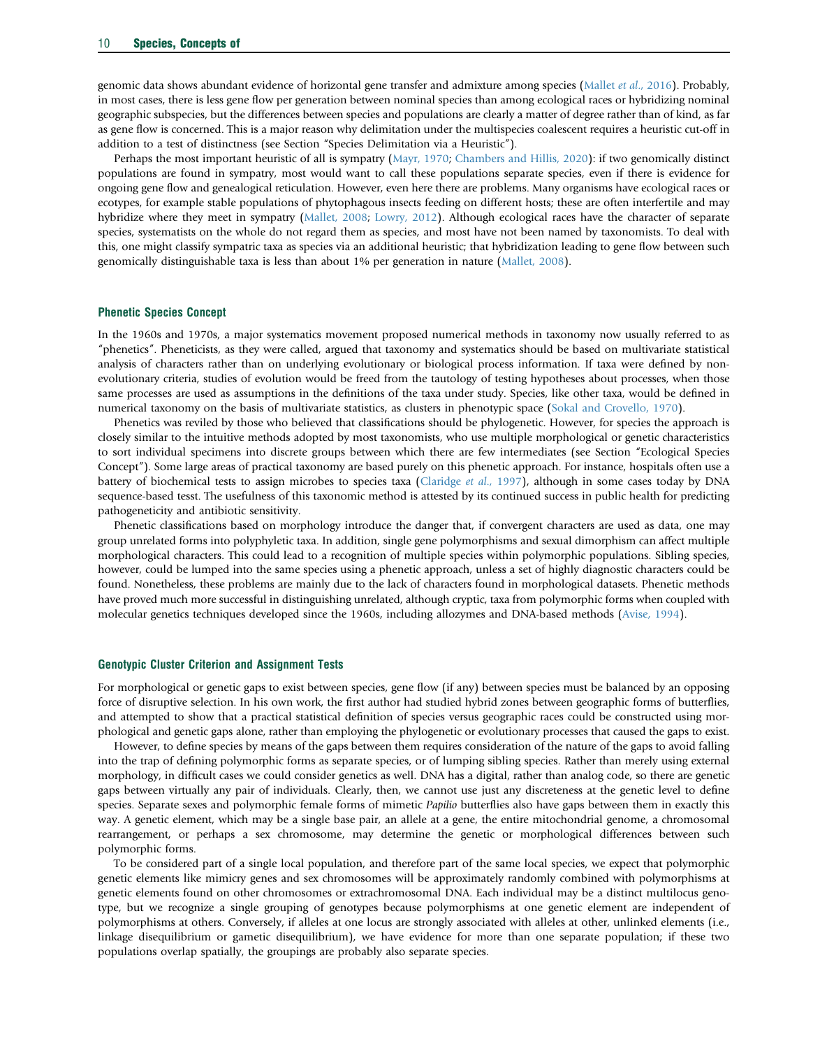genomic data shows abundant evidence of horizontal gene transfer and admixture among species (Mallet *et al.*, 2016). Probably, in most cases, there is less gene flow per generation between nominal species than among ecological races or hybridizing nominal geographic subspecies, but the differences between species and populations are clearly a matter of degree rather than of kind, as far as gene flow is concerned. This is a major reason why delimitation under the multispecies coalescent requires a heuristic cut-off in addition to a test of distinctness (see Section "Species Delimitation via a Heuristic").

Perhaps the most important heuristic of all is sympatry (Mayr, 1970; Chambers and Hillis, 2020): if two genomically distinct populations are found in sympatry, most would want to call these populations separate species, even if there is evidence for ongoing gene flow and genealogical reticulation. However, even here there are problems. Many organisms have ecological races or ecotypes, for example stable populations of phytophagous insects feeding on different hosts; these are often interfertile and may hybridize where they meet in sympatry (Mallet, 2008; Lowry, 2012). Although ecological races have the character of separate species, systematists on the whole do not regard them as species, and most have not been named by taxonomists. To deal with this, one might classify sympatric taxa as species via an additional heuristic; that hybridization leading to gene flow between such genomically distinguishable taxa is less than about 1% per generation in nature (Mallet, 2008).

### Phenetic Species Concept

In the 1960s and 1970s, a major systematics movement proposed numerical methods in taxonomy now usually referred to as "phenetics". Pheneticists, as they were called, argued that taxonomy and systematics should be based on multivariate statistical analysis of characters rather than on underlying evolutionary or biological process information. If taxa were defined by non-evolutionary criteria, studies of evolution would be freed from the tautology of testing hypotheses about processes, when those same processes are used as assumptions in the definitions of the taxa under study. Species, like other taxa, would be defined in numerical taxonomy on the basis of multivariate statistics, as clusters in phenotypic space (Sokal and Crovello, 1970).

Phenetics was reviled by those who believed that classifications should be phylogenetic. However, for species the approach is closely similar to the intuitive methods adopted by most taxonomists, who use multiple morphological or genetic characteristics to sort individual specimens into discrete groups between which there are few intermediates (see Section "Ecological Species Concept"). Some large areas of practical taxonomy are based purely on this phenetic approach. For instance, hospitals often use a battery of biochemical tests to assign microbes to species taxa (Claridge *et al.*, 1997), although in some cases today by DNA sequence-based tesst. The usefulness of this taxonomic method is attested by its continued success in public health for predicting pathogeneticity and antibiotic sensitivity.

Phenetic classifications based on morphology introduce the danger that, if convergent characters are used as data, one may group unrelated forms into polyphyletic taxa. In addition, single gene polymorphisms and sexual dimorphism can affect multiple morphological characters. This could lead to a recognition of multiple species within polymorphic populations. Sibling species, however, could be lumped into the same species using a phenetic approach, unless a set of highly diagnostic characters could be found. Nonetheless, these problems are mainly due to the lack of characters found in morphological datasets. Phenetic methods have proved much more successful in distinguishing unrelated, although cryptic, taxa from polymorphic forms when coupled with molecular genetics techniques developed since the 1960s, including allozymes and DNA-based methods (Avise, 1994).

### Genotypic Cluster Criterion and Assignment Tests

For morphological or genetic gaps to exist between species, gene flow (if any) between species must be balanced by an opposing force of disruptive selection. In his own work, the first author had studied hybrid zones between geographic forms of butterflies, and attempted to show that a practical statistical definition of species versus geographic races could be constructed using morphological and genetic gaps alone, rather than employing the phylogenetic or evolutionary processes that caused the gaps to exist.

However, to define species by means of the gaps between them requires consideration of the nature of the gaps to avoid falling into the trap of defining polymorphic forms as separate species, or of lumping sibling species. Rather than merely using external morphology, in difficult cases we could consider genetics as well. DNA has a digital, rather than analog code, so there are genetic gaps between virtually any pair of individuals. Clearly, then, we cannot use just any discreteness at the genetic level to define species. Separate sexes and polymorphic female forms of mimetic *Papilio* butterflies also have gaps between them in exactly this way. A genetic element, which may be a single base pair, an allele at a gene, the entire mitochondrial genome, a chromosomal rearrangement, or perhaps a sex chromosome, may determine the genetic or morphological differences between such polymorphic forms.

To be considered part of a single local population, and therefore part of the same local species, we expect that polymorphic genetic elements like mimicry genes and sex chromosomes will be approximately randomly combined with polymorphisms at genetic elements found on other chromosomes or extrachromosomal DNA. Each individual may be a distinct multilocus genotype, but we recognize a single grouping of genotypes because polymorphisms at one genetic element are independent of polymorphisms at others. Conversely, if alleles at one locus are strongly associated with alleles at other, unlinked elements (i.e., linkage disequilibrium or gametic disequilibrium), we have evidence for more than one separate population; if these two populations overlap spatially, the groupings are probably also separate species.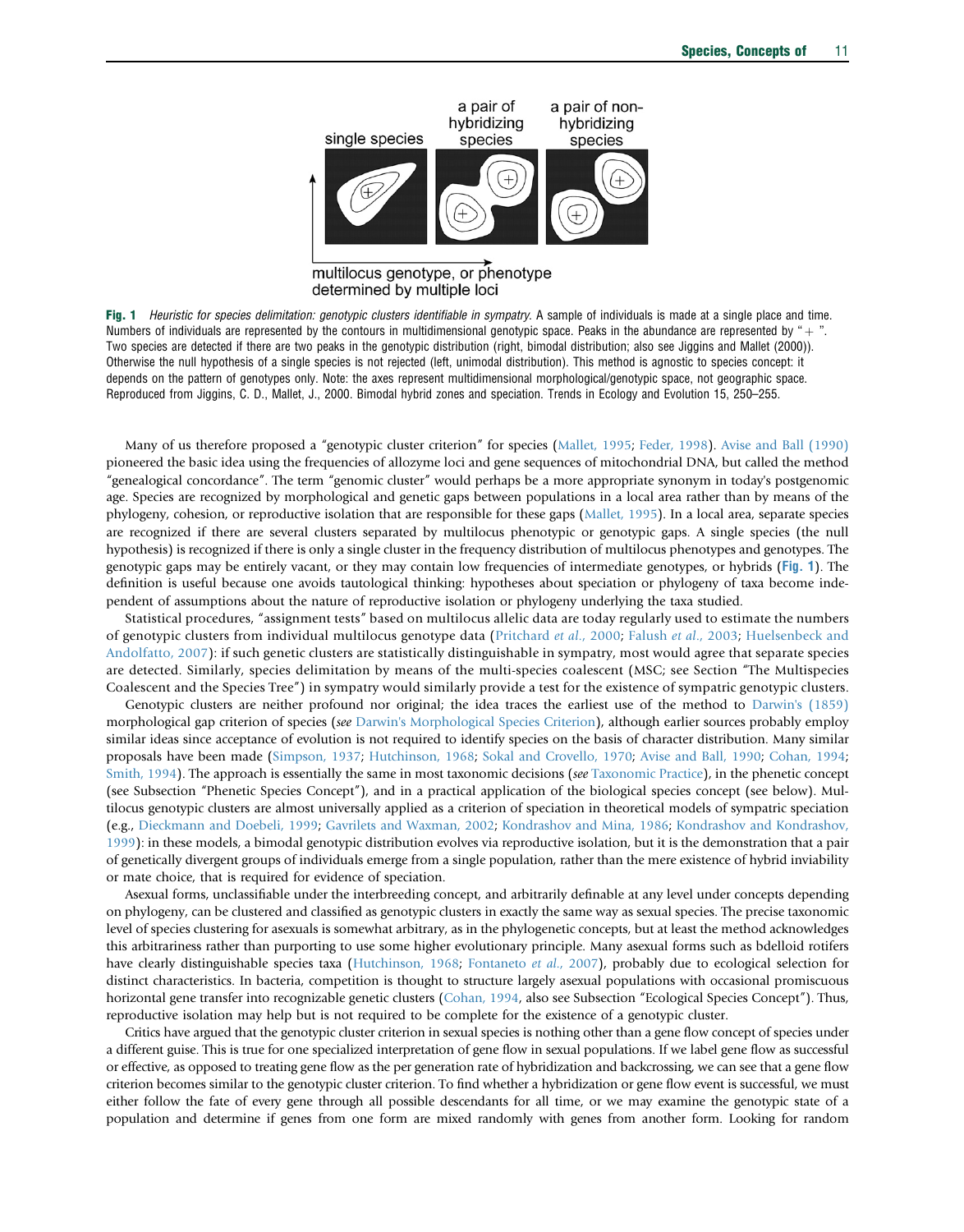single species | a pair of hybridizing species | a pair of non-hybridizing species

multilocus genotype, or phenotype determined by multiple loci

**Fig. 1** *Heuristic for species delimitation: genotypic clusters identifiable in sympatry.* A sample of individuals is made at a single place and time. Numbers of individuals are represented by the contours in multidimensional genotypic space. Peaks in the abundance are represented by "+". Two species are detected if there are two peaks in the genotypic distribution (right, bimodal distribution; also see Jiggins and Mallet (2000)). Otherwise the null hypothesis of a single species is not rejected (left, unimodal distribution). This method is agnostic to species concept: it depends on the pattern of genotypes only. Note: the axes represent multidimensional morphological/genotypic space, not geographic space. Reproduced from Jiggins, C. D., Mallet, J., 2000. Bimodal hybrid zones and speciation. Trends in Ecology and Evolution 15, 250–255.

Many of us therefore proposed a "genotypic cluster criterion" for species (Mallet, 1995; Feder, 1998). Avise and Ball (1990) pioneered the basic idea using the frequencies of allozyme loci and gene sequences of mitochondrial DNA, but called the method "genealogical concordance". The term "genomic cluster" would perhaps be a more appropriate synonym in today's postgenomic age. Species are recognized by morphological and genetic gaps between populations in a local area rather than by means of the phylogeny, cohesion, or reproductive isolation that are responsible for these gaps (Mallet, 1995). In a local area, separate species are recognized if there are several clusters separated by multilocus phenotypic or genotypic gaps. A single species (the null hypothesis) is recognized if there is only a single cluster in the frequency distribution of multilocus phenotypes and genotypes. The genotypic gaps may be entirely vacant, or they may contain low frequencies of intermediate genotypes, or hybrids (**Fig. 1**). The definition is useful because one avoids tautological thinking: hypotheses about speciation or phylogeny of taxa become independent of assumptions about the nature of reproductive isolation or phylogeny underlying the taxa studied.

Statistical procedures, "assignment tests" based on multilocus allelic data are today regularly used to estimate the numbers of genotypic clusters from individual multilocus genotype data (Pritchard *et al.*, 2000; Falush *et al.*, 2003; Huelsenbeck and Andolfatto, 2007): if such genetic clusters are statistically distinguishable in sympatry, most would agree that separate species are detected. Similarly, species delimitation by means of the multi-species coalescent (MSC; see Section "The Multispecies Coalescent and the Species Tree") in sympatry would similarly provide a test for the existence of sympatric genotypic clusters.

Genotypic clusters are neither profound nor original; the idea traces the earliest use of the method to Darwin's (1859) morphological gap criterion of species (*see* Darwin's Morphological Species Criterion), although earlier sources probably employ similar ideas since acceptance of evolution is not required to identify species on the basis of character distribution. Many similar proposals have been made (Simpson, 1937; Hutchinson, 1968; Sokal and Crovello, 1970; Avise and Ball, 1990; Cohan, 1994; Smith, 1994). The approach is essentially the same in most taxonomic decisions (*see* Taxonomic Practice), in the phenetic concept (see Subsection "Phenetic Species Concept"), and in a practical application of the biological species concept (see below). Multilocus genotypic clusters are almost universally applied as a criterion of speciation in theoretical models of sympatric speciation (e.g., Dieckmann and Doebeli, 1999; Gavrilets and Waxman, 2002; Kondrashov and Mina, 1986; Kondrashov and Kondrashov, 1999): in these models, a bimodal genotypic distribution evolves via reproductive isolation, but it is the demonstration that a pair of genetically divergent groups of individuals emerge from a single population, rather than the mere existence of hybrid inviability or mate choice, that is required for evidence of speciation.

Asexual forms, unclassifiable under the interbreeding concept, and arbitrarily definable at any level under concepts depending on phylogeny, can be clustered and classified as genotypic clusters in exactly the same way as sexual species. The precise taxonomic level of species clustering for asexuals is somewhat arbitrary, as in the phylogenetic concepts, but at least the method acknowledges this arbitrariness rather than purporting to use some higher evolutionary principle. Many asexual forms such as bdelloid rotifers have clearly distinguishable species taxa (Hutchinson, 1968; Fontaneto *et al.*, 2007), probably due to ecological selection for distinct characteristics. In bacteria, competition is thought to structure largely asexual populations with occasional promiscuous horizontal gene transfer into recognizable genetic clusters (Cohan, 1994, also see Subsection "Ecological Species Concept"). Thus, reproductive isolation may help but is not required to be complete for the existence of a genotypic cluster.

Critics have argued that the genotypic cluster criterion in sexual species is nothing other than a gene flow concept of species under a different guise. This is true for one specialized interpretation of gene flow in sexual populations. If we label gene flow as successful or effective, as opposed to treating gene flow as the per generation rate of hybridization and backcrossing, we can see that a gene flow criterion becomes similar to the genotypic cluster criterion. To find whether a hybridization or gene flow event is successful, we must either follow the fate of every gene through all possible descendants for all time, or we may examine the genotypic state of a population and determine if genes from one form are mixed randomly with genes from another form. Looking for random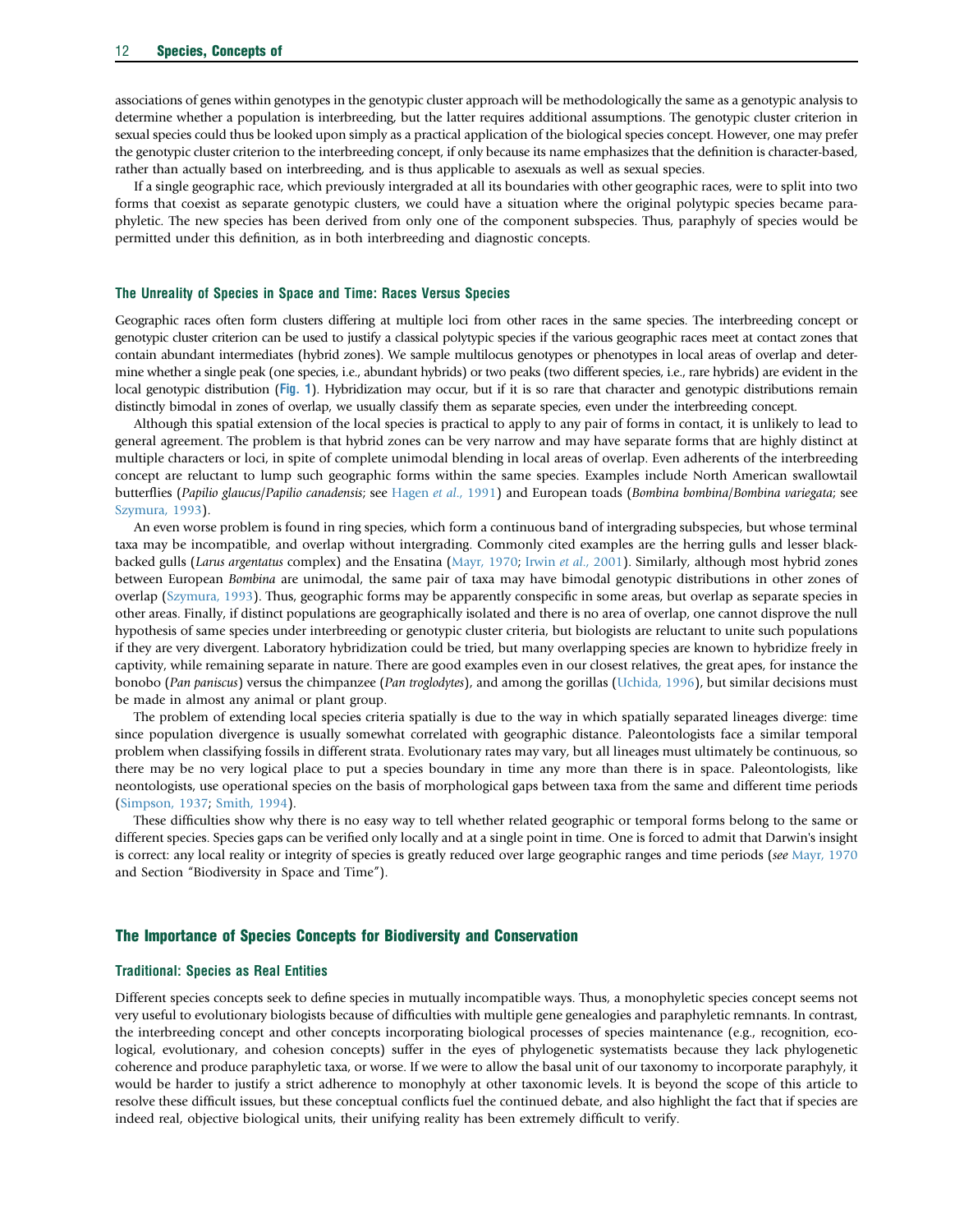associations of genes within genotypes in the genotypic cluster approach will be methodologically the same as a genotypic analysis to determine whether a population is interbreeding, but the latter requires additional assumptions. The genotypic cluster criterion in sexual species could thus be looked upon simply as a practical application of the biological species concept. However, one may prefer the genotypic cluster criterion to the interbreeding concept, if only because its name emphasizes that the definition is character-based, rather than actually based on interbreeding, and is thus applicable to asexuals as well as sexual species.

If a single geographic race, which previously intergraded at all its boundaries with other geographic races, were to split into two forms that coexist as separate genotypic clusters, we could have a situation where the original polytypic species became paraphyletic. The new species has been derived from only one of the component subspecies. Thus, paraphyly of species would be permitted under this definition, as in both interbreeding and diagnostic concepts.

### The Unreality of Species in Space and Time: Races Versus Species

Geographic races often form clusters differing at multiple loci from other races in the same species. The interbreeding concept or genotypic cluster criterion can be used to justify a classical polytypic species if the various geographic races meet at contact zones that contain abundant intermediates (hybrid zones). We sample multilocus genotypes or phenotypes in local areas of overlap and determine whether a single peak (one species, i.e., abundant hybrids) or two peaks (two different species, i.e., rare hybrids) are evident in the local genotypic distribution (Fig. 1). Hybridization may occur, but if it is so rare that character and genotypic distributions remain distinctly bimodal in zones of overlap, we usually classify them as separate species, even under the interbreeding concept.

Although this spatial extension of the local species is practical to apply to any pair of forms in contact, it is unlikely to lead to general agreement. The problem is that hybrid zones can be very narrow and may have separate forms that are highly distinct at multiple characters or loci, in spite of complete unimodal blending in local areas of overlap. Even adherents of the interbreeding concept are reluctant to lump such geographic forms within the same species. Examples include North American swallowtail butterflies (*Papilio glaucus*/*Papilio canadensis*; see Hagen *et al.*, 1991) and European toads (*Bombina bombina*/*Bombina variegata*; see Szymura, 1993).

An even worse problem is found in ring species, which form a continuous band of intergrading subspecies, but whose terminal taxa may be incompatible, and overlap without intergrading. Commonly cited examples are the herring gulls and lesser black-backed gulls (*Larus argentatus* complex) and the Ensatina (Mayr, 1970; Irwin *et al.*, 2001). Similarly, although most hybrid zones between European *Bombina* are unimodal, the same pair of taxa may have bimodal genotypic distributions in other zones of overlap (Szymura, 1993). Thus, geographic forms may be apparently conspecific in some areas, but overlap as separate species in other areas. Finally, if distinct populations are geographically isolated and there is no area of overlap, one cannot disprove the null hypothesis of same species under interbreeding or genotypic cluster criteria, but biologists are reluctant to unite such populations if they are very divergent. Laboratory hybridization could be tried, but many overlapping species are known to hybridize freely in captivity, while remaining separate in nature. There are good examples even in our closest relatives, the great apes, for instance the bonobo (*Pan paniscus*) versus the chimpanzee (*Pan troglodytes*), and among the gorillas (Uchida, 1996), but similar decisions must be made in almost any animal or plant group.

The problem of extending local species criteria spatially is due to the way in which spatially separated lineages diverge: time since population divergence is usually somewhat correlated with geographic distance. Paleontologists face a similar temporal problem when classifying fossils in different strata. Evolutionary rates may vary, but all lineages must ultimately be continuous, so there may be no very logical place to put a species boundary in time any more than there is in space. Paleontologists, like neontologists, use operational species on the basis of morphological gaps between taxa from the same and different time periods (Simpson, 1937; Smith, 1994).

These difficulties show why there is no easy way to tell whether related geographic or temporal forms belong to the same or different species. Species gaps can be verified only locally and at a single point in time. One is forced to admit that Darwin's insight is correct: any local reality or integrity of species is greatly reduced over large geographic ranges and time periods (*see* Mayr, 1970 and Section "Biodiversity in Space and Time").

## The Importance of Species Concepts for Biodiversity and Conservation

### Traditional: Species as Real Entities

Different species concepts seek to define species in mutually incompatible ways. Thus, a monophyletic species concept seems not very useful to evolutionary biologists because of difficulties with multiple gene genealogies and paraphyletic remnants. In contrast, the interbreeding concept and other concepts incorporating biological processes of species maintenance (e.g., recognition, ecological, evolutionary, and cohesion concepts) suffer in the eyes of phylogenetic systematists because they lack phylogenetic coherence and produce paraphyletic taxa, or worse. If we were to allow the basal unit of our taxonomy to incorporate paraphyly, it would be harder to justify a strict adherence to monophyly at other taxonomic levels. It is beyond the scope of this article to resolve these difficult issues, but these conceptual conflicts fuel the continued debate, and also highlight the fact that if species are indeed real, objective biological units, their unifying reality has been extremely difficult to verify.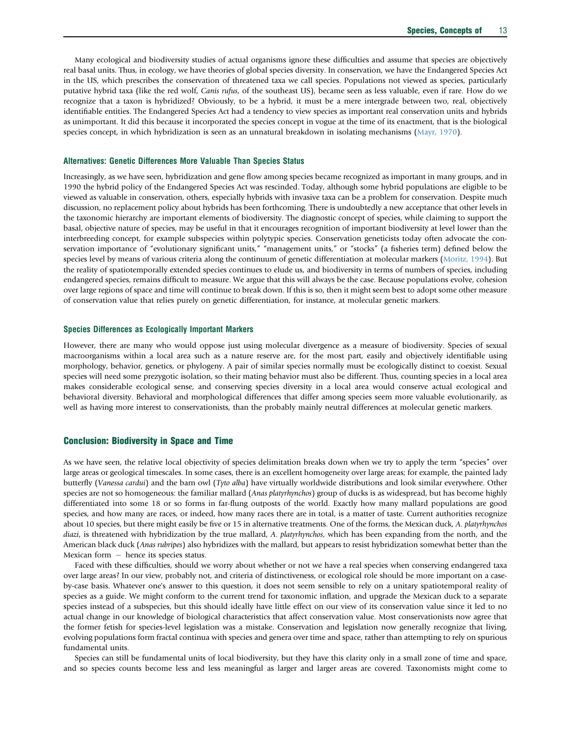Many ecological and biodiversity studies of actual organisms ignore these difficulties and assume that species are objectively real basal units. Thus, in ecology, we have theories of global species diversity. In conservation, we have the Endangered Species Act in the US, which prescribes the conservation of threatened taxa we call species. Populations not viewed as species, particularly putative hybrid taxa (like the red wolf, *Canis rufus*, of the southeast US), became seen as less valuable, even if rare. How do we recognize that a taxon is hybridized? Obviously, to be a hybrid, it must be a mere intergrade between two, real, objectively identifiable entities. The Endangered Species Act had a tendency to view species as important real conservation units and hybrids as unimportant. It did this because it incorporated the species concept in vogue at the time of its enactment, that is the biological species concept, in which hybridization is seen as an unnatural breakdown in isolating mechanisms (Mayr, 1970).

### Alternatives: Genetic Differences More Valuable Than Species Status

Increasingly, as we have seen, hybridization and gene flow among species became recognized as important in many groups, and in 1990 the hybrid policy of the Endangered Species Act was rescinded. Today, although some hybrid populations are eligible to be viewed as valuable in conservation, others, especially hybrids with invasive taxa can be a problem for conservation. Despite much discussion, no replacement policy about hybrids has been forthcoming. There is undoubtedly a new acceptance that other levels in the taxonomic hierarchy are important elements of biodiversity. The diagnostic concept of species, while claiming to support the basal, objective nature of species, may be useful in that it encourages recognition of important biodiversity at level lower than the interbreeding concept, for example subspecies within polytypic species. Conservation geneticists today often advocate the conservation importance of "evolutionary significant units," "management units," or "stocks" (a fisheries term) defined below the species level by means of various criteria along the continuum of genetic differentiation at molecular markers (Moritz, 1994). But the reality of spatiotemporally extended species continues to elude us, and biodiversity in terms of numbers of species, including endangered species, remains difficult to measure. We argue that this will always be the case. Because populations evolve, cohesion over large regions of space and time will continue to break down. If this is so, then it might seem best to adopt some other measure of conservation value that relies purely on genetic differentiation, for instance, at molecular genetic markers.

### Species Differences as Ecologically Important Markers

However, there are many who would oppose just using molecular divergence as a measure of biodiversity. Species of sexual macroorganisms within a local area such as a nature reserve are, for the most part, easily and objectively identifiable using morphology, behavior, genetics, or phylogeny. A pair of similar species normally must be ecologically distinct to coexist. Sexual species will need some prezygotic isolation, so their mating behavior must also be different. Thus, counting species in a local area makes considerable ecological sense, and conserving species diversity in a local area would conserve actual ecological and behavioral diversity. Behavioral and morphological differences that differ among species seem more valuable evolutionarily, as well as having more interest to conservationists, than the probably mainly neutral differences at molecular genetic markers.

## Conclusion: Biodiversity in Space and Time

As we have seen, the relative local objectivity of species delimitation breaks down when we try to apply the term "species" over large areas or geological timescales. In some cases, there is an excellent homogeneity over large areas; for example, the painted lady butterfly (*Vanessa cardui*) and the barn owl (*Tyto alba*) have virtually worldwide distributions and look similar everywhere. Other species are not so homogeneous: the familiar mallard (*Anas platyrhynchos*) group of ducks is as widespread, but has become highly differentiated into some 18 or so forms in far-flung outposts of the world. Exactly how many mallard populations are good species, and how many are races, or indeed, how many races there are in total, is a matter of taste. Current authorities recognize about 10 species, but there might easily be five or 15 in alternative treatments. One of the forms, the Mexican duck, *A. platyrhynchos diazi*, is threatened with hybridization by the true mallard, *A. platyrhynchos*, which has been expanding from the north, and the American black duck (*Anas rubripes*) also hybridizes with the mallard, but appears to resist hybridization somewhat better than the Mexican form – hence its species status.

Faced with these difficulties, should we worry about whether or not we have a real species when conserving endangered taxa over large areas? In our view, probably not, and criteria of distinctiveness, or ecological role should be more important on a case-by-case basis. Whatever one's answer to this question, it does not seem sensible to rely on a unitary spatiotemporal reality of species as a guide. We might conform to the current trend for taxonomic inflation, and upgrade the Mexican duck to a separate species instead of a subspecies, but this should ideally have little effect on our view of its conservation value since it led to no actual change in our knowledge of biological characteristics that affect conservation value. Most conservationists now agree that the former fetish for species-level legislation was a mistake. Conservation and legislation now generally recognize that living, evolving populations form fractal continua with species and genera over time and space, rather than attempting to rely on spurious fundamental units.

Species can still be fundamental units of local biodiversity, but they have this clarity only in a small zone of time and space, and so species counts become less and less meaningful as larger and larger areas are covered. Taxonomists might come to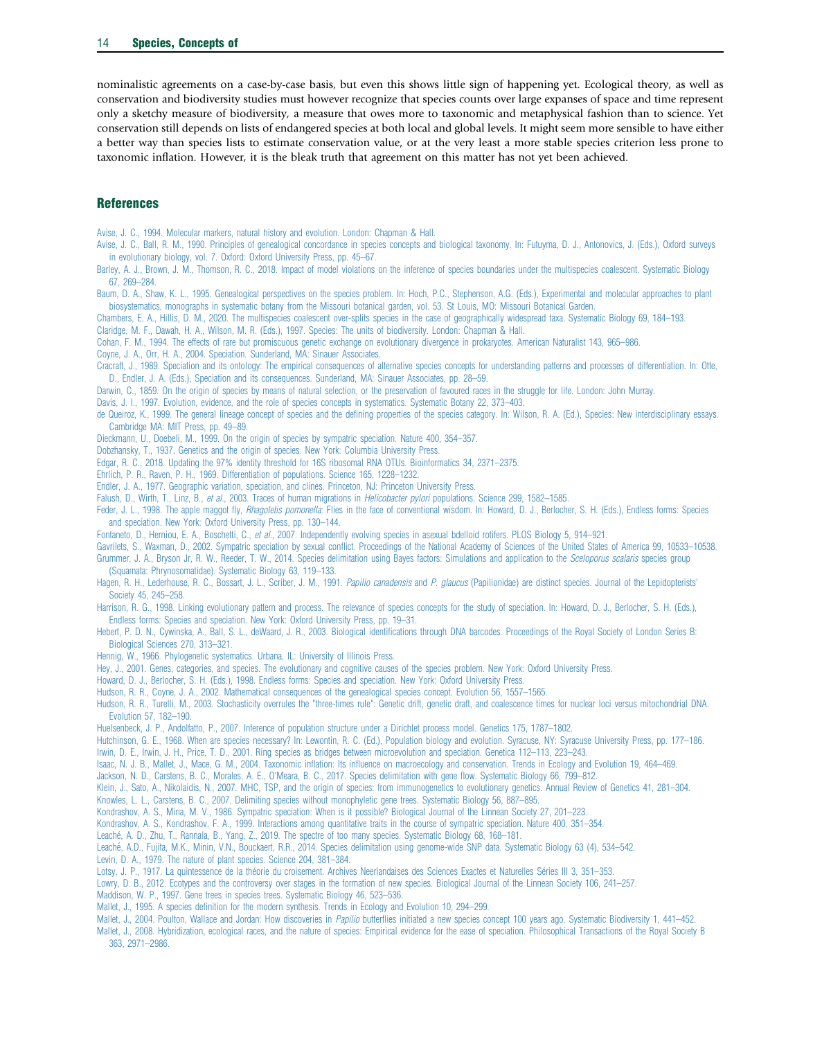nominalistic agreements on a case-by-case basis, but even this shows little sign of happening yet. Ecological theory, as well as conservation and biodiversity studies must however recognize that species counts over large expanses of space and time represent only a sketchy measure of biodiversity, a measure that owes more to taxonomic and metaphysical fashion than to science. Yet conservation still depends on lists of endangered species at both local and global levels. It might seem more sensible to have either a better way than species lists to estimate conservation value, or at the very least a more stable species criterion less prone to taxonomic inflation. However, it is the bleak truth that agreement on this matter has not yet been achieved.

## References

Avise, J. C., 1994. Molecular markers, natural history and evolution. London: Chapman & Hall.

Avise, J. C., Ball, R. M., 1990. Principles of genealogical concordance in species concepts and biological taxonomy. In: Futuyma, D. J., Antonovics, J. (Eds.), Oxford surveys in evolutionary biology, vol. 7. Oxford: Oxford University Press, pp. 45–67.

Barley, A. J., Brown, J. M., Thomson, R. C., 2018. Impact of model violations on the inference of species boundaries under the multispecies coalescent. Systematic Biology 67, 269–284.

Baum, D. A., Shaw, K. L., 1995. Genealogical perspectives on the species problem. In: Hoch, P.C., Stephenson, A.G. (Eds.), Experimental and molecular approaches to plant biosystematics, monographs in systematic botany from the Missouri botanical garden, vol. 53. St Louis, MO: Missouri Botanical Garden.

Chambers, E. A., Hillis, D. M., 2020. The multispecies coalescent over-splits species in the case of geographically widespread taxa. Systematic Biology 69, 184–193.

Claridge, M. F., Dawah, H. A., Wilson, M. R. (Eds.), 1997. Species: The units of biodiversity. London: Chapman & Hall.

Cohan, F. M., 1994. The effects of rare but promiscuous genetic exchange on evolutionary divergence in prokaryotes. American Naturalist 143, 965–986.

Coyne, J. A., Orr, H. A., 2004. Speciation. Sunderland, MA: Sinauer Associates.

Cracraft, J., 1989. Speciation and its ontology: The empirical consequences of alternative species concepts for understanding patterns and processes of differentiation. In: Otte, D., Endler, J. A. (Eds.), Speciation and its consequences. Sunderland, MA: Sinauer Associates, pp. 28–59.

Darwin, C., 1859. On the origin of species by means of natural selection, or the preservation of favoured races in the struggle for life. London: John Murray.

Davis, J. I., 1997. Evolution, evidence, and the role of species concepts in systematics. Systematic Botany 22, 373–403.

de Queiroz, K., 1999. The general lineage concept of species and the defining properties of the species category. In: Wilson, R. A. (Ed.), Species: New interdisciplinary essays. Cambridge MA: MIT Press, pp. 49–89.

Dieckmann, U., Doebeli, M., 1999. On the origin of species by sympatric speciation. Nature 400, 354–357.

Dobzhansky, T., 1937. Genetics and the origin of species. New York: Columbia University Press.

Edgar, R. C., 2018. Updating the 97% identity threshold for 16S ribosomal RNA OTUs. Bioinformatics 34, 2371–2375.

Ehrlich, P. R., Raven, P. H., 1969. Differentiation of populations. Science 165, 1228–1232.

Endler, J. A., 1977. Geographic variation, speciation, and clines. Princeton, NJ: Princeton University Press.

Falush, D., Wirth, T., Linz, B., *et al*., 2003. Traces of human migrations in *Helicobacter pylori* populations. Science 299, 1582–1585.

Feder, J. L., 1998. The apple maggot fly, *Rhagoletis pomonella*: Flies in the face of conventional wisdom. In: Howard, D. J., Berlocher, S. H. (Eds.), Endless forms: Species and speciation. New York: Oxford University Press, pp. 130–144.

Fontaneto, D., Herniou, E. A., Boschetti, C., *et al*., 2007. Independently evolving species in asexual bdelloid rotifers. PLOS Biology 5, 914–921.

Gavrilets, S., Waxman, D., 2002. Sympatric speciation by sexual conflict. Proceedings of the National Academy of Sciences of the United States of America 99, 10533–10538.

Grummer, J. A., Bryson Jr, R. W., Reeder, T. W., 2014. Species delimitation using Bayes factors: Simulations and application to the *Sceloporus scalaris* species group (Squamata: Phrynosomatidae). Systematic Biology 63, 119–133.

Hagen, R. H., Lederhouse, R. C., Bossart, J. L., Scriber, J. M., 1991. *Papilio canadensis* and *P. glaucus* (Papilionidae) are distinct species. Journal of the Lepidopterists' Society 45, 245–258.

Harrison, R. G., 1998. Linking evolutionary pattern and process. The relevance of species concepts for the study of speciation. In: Howard, D. J., Berlocher, S. H. (Eds.), Endless forms: Species and speciation. New York: Oxford University Press, pp. 19–31.

Hebert, P. D. N., Cywinska, A., Ball, S. L., deWaard, J. R., 2003. Biological identifications through DNA barcodes. Proceedings of the Royal Society of London Series B: Biological Sciences 270, 313–321.

Hennig, W., 1966. Phylogenetic systematics. Urbana, IL: University of Illinois Press.

Hey, J., 2001. Genes, categories, and species. The evolutionary and cognitive causes of the species problem. New York: Oxford University Press.

Howard, D. J., Berlocher, S. H. (Eds.), 1998. Endless forms: Species and speciation. New York: Oxford University Press.

Hudson, R. R., Coyne, J. A., 2002. Mathematical consequences of the genealogical species concept. Evolution 56, 1557–1565.

Hudson, R. R., Turelli, M., 2003. Stochasticity overrules the "three-times rule": Genetic drift, genetic draft, and coalescence times for nuclear loci versus mitochondrial DNA. Evolution 57, 182–190.

Huelsenbeck, J. P., Andolfatto, P., 2007. Inference of population structure under a Dirichlet process model. Genetics 175, 1787–1802.

Hutchinson, G. E., 1968. When are species necessary? In: Lewontin, R. C. (Ed.), Population biology and evolution. Syracuse, NY: Syracuse University Press, pp. 177–186.

Irwin, D. E., Irwin, J. H., Price, T. D., 2001. Ring species as bridges between microevolution and speciation. Genetica 112–113, 223–243.

Isaac, N. J. B., Mallet, J., Mace, G. M., 2004. Taxonomic inflation: Its influence on macroecology and conservation. Trends in Ecology and Evolution 19, 464–469.

Jackson, N. D., Carstens, B. C., Morales, A. E., O'Meara, B. C., 2017. Species delimitation with gene flow. Systematic Biology 66, 799–812.

Klein, J., Sato, A., Nikolaidis, N., 2007. MHC, TSP, and the origin of species: from immunogenetics to evolutionary genetics. Annual Review of Genetics 41, 281–304.

Knowles, L. L., Carstens, B. C., 2007. Delimiting species without monophyletic gene trees. Systematic Biology 56, 887–895.

Kondrashov, A. S., Mina, M. V., 1986. Sympatric speciation: When is it possible? Biological Journal of the Linnean Society 27, 201–223.

Kondrashov, A. S., Kondrashov, F. A., 1999. Interactions among quantitative traits in the course of sympatric speciation. Nature 400, 351–354.

Leaché, A. D., Zhu, T., Rannala, B., Yang, Z., 2019. The spectre of too many species. Systematic Biology 68, 168–181.

Leaché, A.D., Fujita, M.K., Minin, V.N., Bouckaert, R.R., 2014. Species delimitation using genome-wide SNP data. Systematic Biology 63 (4), 534–542.

Levin, D. A., 1979. The nature of plant species. Science 204, 381–384.

Lotsy, J. P., 1917. La quintessence de la théorie du croisement. Archives Neerlandaises des Sciences Exactes et Naturelles Séries III 3, 351–353.

Lowry, D. B., 2012. Ecotypes and the controversy over stages in the formation of new species. Biological Journal of the Linnean Society 106, 241–257.

Maddison, W. P., 1997. Gene trees in species trees. Systematic Biology 46, 523–536.

Mallet, J., 1995. A species definition for the modern synthesis. Trends in Ecology and Evolution 10, 294–299.

Mallet, J., 2004. Poulton, Wallace and Jordan: How discoveries in *Papilio* butterflies initiated a new species concept 100 years ago. Systematic Biodiversity 1, 441–452.

Mallet, J., 2008. Hybridization, ecological races, and the nature of species: Empirical evidence for the ease of speciation. Philosophical Transactions of the Royal Society B 363, 2971–2986.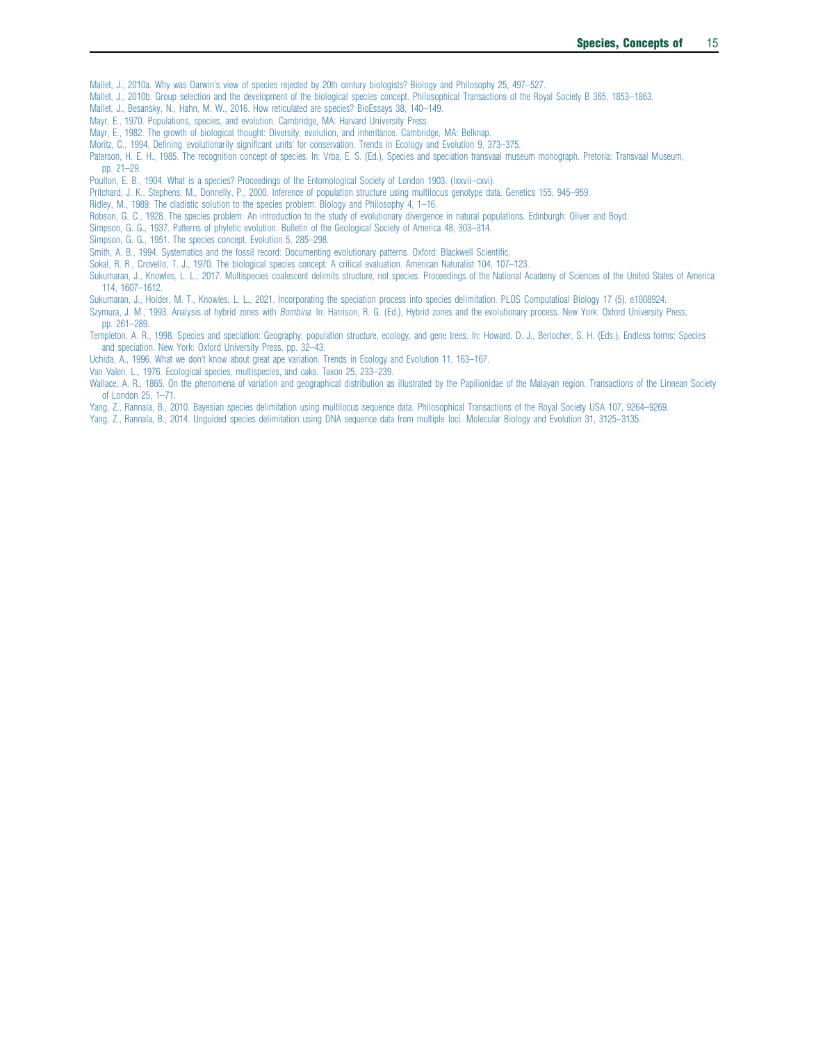Mallet, J., 2010a. Why was Darwin's view of species rejected by 20th century biologists? Biology and Philosophy 25, 497–527.
Mallet, J., 2010b. Group selection and the development of the biological species concept. Philosophical Transactions of the Royal Society B 365, 1853–1863.
Mallet, J., Besansky, N., Hahn, M. W., 2016. How reticulated are species? BioEssays 38, 140–149.
Mayr, E., 1970. Populations, species, and evolution. Cambridge, MA: Harvard University Press.
Mayr, E., 1982. The growth of biological thought: Diversity, evolution, and inheritance. Cambridge, MA: Belknap.
Moritz, C., 1994. Defining 'evolutionarily significant units' for conservation. Trends in Ecology and Evolution 9, 373–375.
Paterson, H. E. H., 1985. The recognition concept of species. In: Vrba, E. S. (Ed.), Species and speciation transvaal museum monograph. Pretoria: Transvaal Museum, pp. 21–29.
Poulton, E. B., 1904. What is a species? Proceedings of the Entomological Society of London 1903. (lxxvii–cxvi).
Pritchard, J. K., Stephens, M., Donnelly, P., 2000. Inference of population structure using multilocus genotype data. Genetics 155, 945–959.
Ridley, M., 1989. The cladistic solution to the species problem. Biology and Philosophy 4, 1–16.
Robson, G. C., 1928. The species problem: An introduction to the study of evolutionary divergence in natural populations. Edinburgh: Oliver and Boyd.
Simpson, G. G., 1937. Patterns of phyletic evolution. Bulletin of the Geological Society of America 48, 303–314.
Simpson, G. G., 1951. The species concept. Evolution 5, 285–298.
Smith, A. B., 1994. Systematics and the fossil record: Documenting evolutionary patterns. Oxford: Blackwell Scientific.
Sokal, R. R., Crovello, T. J., 1970. The biological species concept: A critical evaluation. American Naturalist 104, 107–123.
Sukumaran, J., Knowles, L. L., 2017. Multispecies coalescent delimits structure, not species. Proceedings of the National Academy of Sciences of the United States of America 114, 1607–1612.
Sukumaran, J., Holder, M. T., Knowles, L. L., 2021. Incorporating the speciation process into species delimitation. PLOS Computatioal Biology 17 (5), e1008924.
Szymura, J. M., 1993. Analysis of hybrid zones with *Bombina*. In: Harrison, R. G. (Ed.), Hybrid zones and the evolutionary process. New York: Oxford University Press, pp. 261–289.
Templeton, A. R., 1998. Species and speciation: Geography, population structure, ecology, and gene trees. In: Howard, D. J., Berlocher, S. H. (Eds.), Endless forms: Species and speciation. New York: Oxford University Press, pp. 32–43.
Uchida, A., 1996. What we don't know about great ape variation. Trends in Ecology and Evolution 11, 163–167.
Van Valen, L., 1976. Ecological species, multispecies, and oaks. Taxon 25, 233–239.
Wallace, A. R., 1865. On the phenomena of variation and geographical distribution as illustrated by the Papilionidae of the Malayan region. Transactions of the Linnean Society of London 25, 1–71.
Yang, Z., Rannala, B., 2010. Bayesian species delimitation using multilocus sequence data. Philosophical Transactions of the Royal Society USA 107, 9264–9269.
Yang, Z., Rannala, B., 2014. Unguided species delimitation using DNA sequence data from multiple loci. Molecular Biology and Evolution 31, 3125–3135.